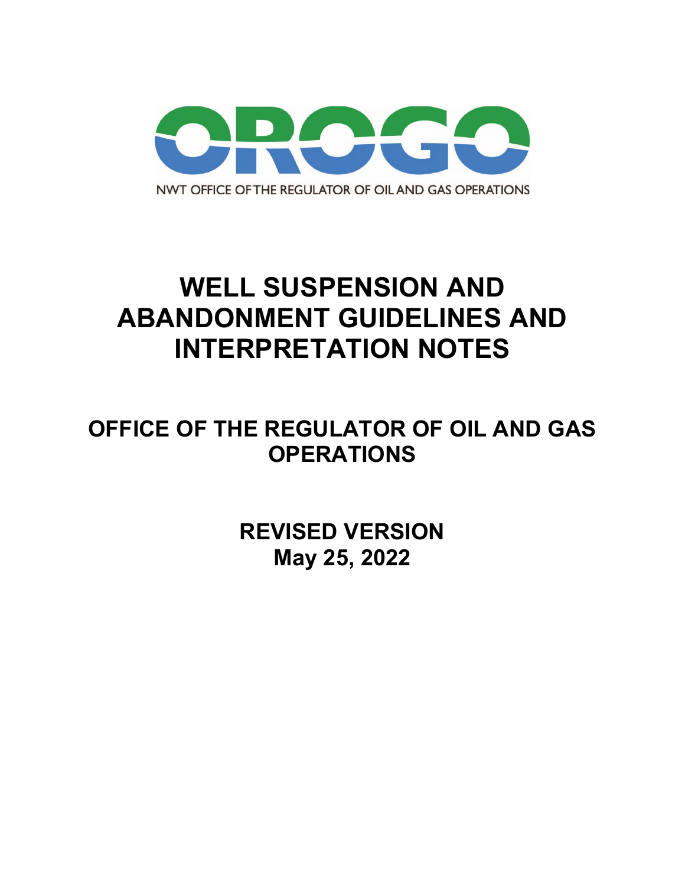OROGO

NWT OFFICE OF THE REGULATOR OF OIL AND GAS OPERATIONS

# WELL SUSPENSION AND ABANDONMENT GUIDELINES AND INTERPRETATION NOTES

## OFFICE OF THE REGULATOR OF OIL AND GAS OPERATIONS

## REVISED VERSION
## May 25, 2022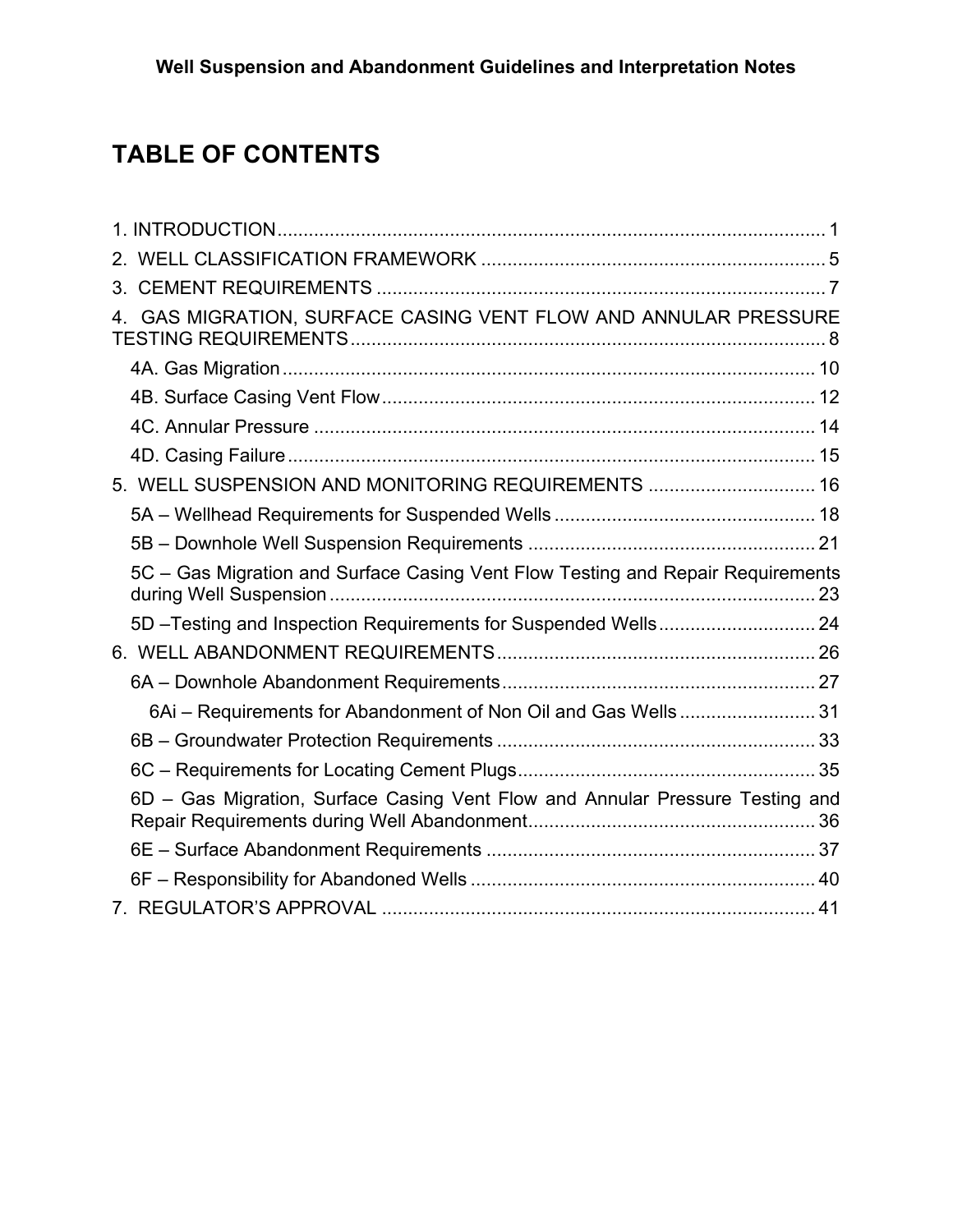# TABLE OF CONTENTS

1. INTRODUCTION ........ 1
2. WELL CLASSIFICATION FRAMEWORK ........ 5
3. CEMENT REQUIREMENTS ........ 7
4. GAS MIGRATION, SURFACE CASING VENT FLOW AND ANNULAR PRESSURE TESTING REQUIREMENTS ........ 8
   - 4A. Gas Migration ........ 10
   - 4B. Surface Casing Vent Flow ........ 12
   - 4C. Annular Pressure ........ 14
   - 4D. Casing Failure ........ 15
5. WELL SUSPENSION AND MONITORING REQUIREMENTS ........ 16
   - 5A – Wellhead Requirements for Suspended Wells ........ 18
   - 5B – Downhole Well Suspension Requirements ........ 21
   - 5C – Gas Migration and Surface Casing Vent Flow Testing and Repair Requirements during Well Suspension ........ 23
   - 5D –Testing and Inspection Requirements for Suspended Wells ........ 24
6. WELL ABANDONMENT REQUIREMENTS ........ 26
   - 6A – Downhole Abandonment Requirements ........ 27
     - 6Ai – Requirements for Abandonment of Non Oil and Gas Wells ........ 31
   - 6B – Groundwater Protection Requirements ........ 33
   - 6C – Requirements for Locating Cement Plugs ........ 35
   - 6D – Gas Migration, Surface Casing Vent Flow and Annular Pressure Testing and Repair Requirements during Well Abandonment ........ 36
   - 6E – Surface Abandonment Requirements ........ 37
   - 6F – Responsibility for Abandoned Wells ........ 40
7. REGULATOR'S APPROVAL ........ 41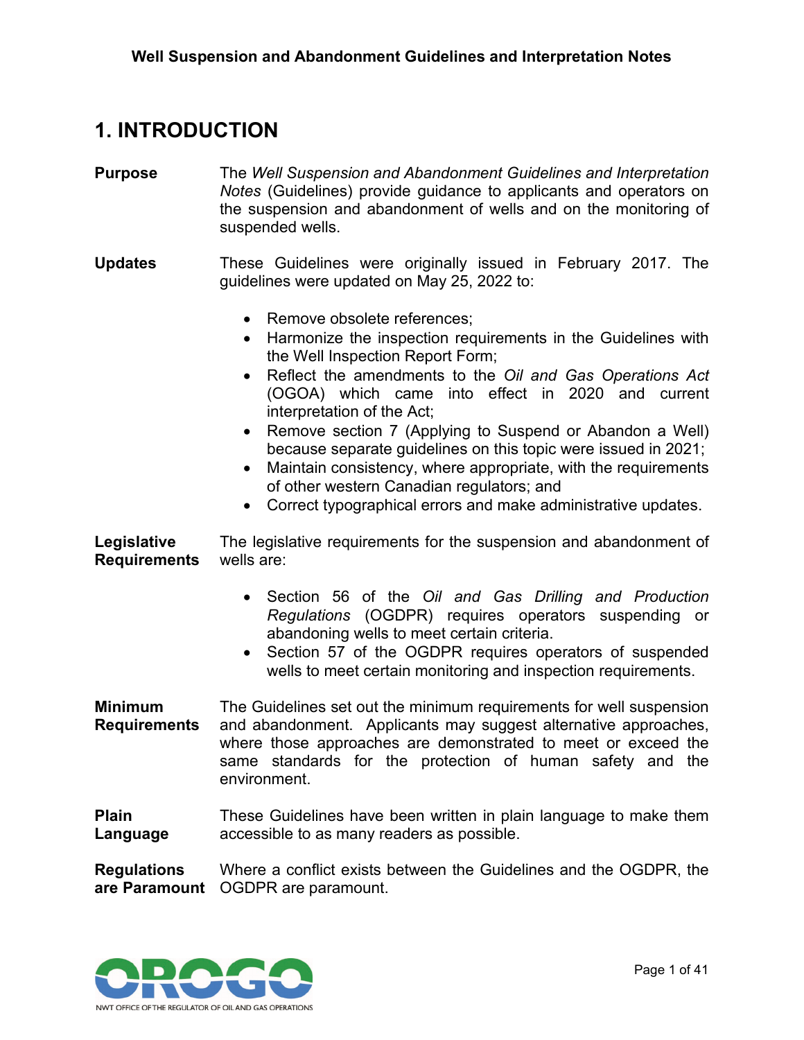# 1. INTRODUCTION

**Purpose**

The *Well Suspension and Abandonment Guidelines and Interpretation Notes* (Guidelines) provide guidance to applicants and operators on the suspension and abandonment of wells and on the monitoring of suspended wells.

**Updates**

These Guidelines were originally issued in February 2017. The guidelines were updated on May 25, 2022 to:

- Remove obsolete references;
- Harmonize the inspection requirements in the Guidelines with the Well Inspection Report Form;
- Reflect the amendments to the *Oil and Gas Operations Act* (OGOA) which came into effect in 2020 and current interpretation of the Act;
- Remove section 7 (Applying to Suspend or Abandon a Well) because separate guidelines on this topic were issued in 2021;
- Maintain consistency, where appropriate, with the requirements of other western Canadian regulators; and
- Correct typographical errors and make administrative updates.

**Legislative Requirements**

The legislative requirements for the suspension and abandonment of wells are:

- Section 56 of the *Oil and Gas Drilling and Production Regulations* (OGDPR) requires operators suspending or abandoning wells to meet certain criteria.
- Section 57 of the OGDPR requires operators of suspended wells to meet certain monitoring and inspection requirements.

**Minimum Requirements**

The Guidelines set out the minimum requirements for well suspension and abandonment. Applicants may suggest alternative approaches, where those approaches are demonstrated to meet or exceed the same standards for the protection of human safety and the environment.

**Plain Language**

These Guidelines have been written in plain language to make them accessible to as many readers as possible.

**Regulations are Paramount**

Where a conflict exists between the Guidelines and the OGDPR, the OGDPR are paramount.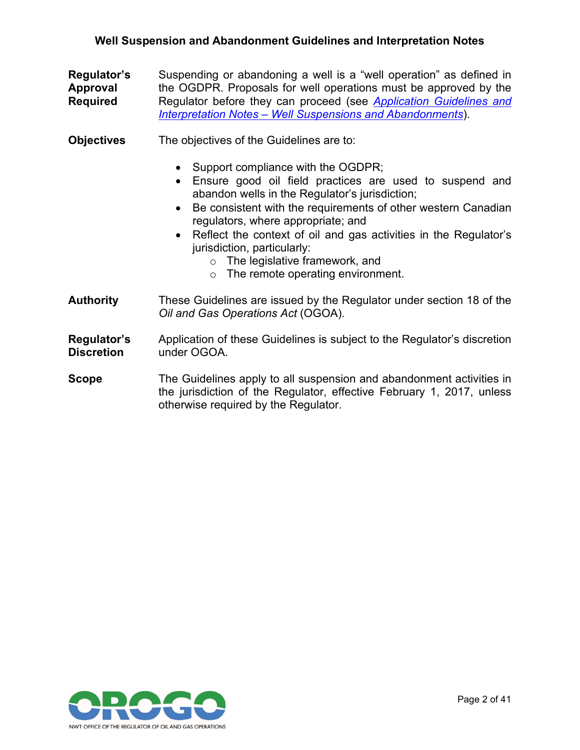**Regulator's Approval Required**

Suspending or abandoning a well is a "well operation" as defined in the OGDPR. Proposals for well operations must be approved by the Regulator before they can proceed (see *Application Guidelines and Interpretation Notes – Well Suspensions and Abandonments*).

**Objectives**

The objectives of the Guidelines are to:

- Support compliance with the OGDPR;
- Ensure good oil field practices are used to suspend and abandon wells in the Regulator's jurisdiction;
- Be consistent with the requirements of other western Canadian regulators, where appropriate; and
- Reflect the context of oil and gas activities in the Regulator's jurisdiction, particularly:
  - The legislative framework, and
  - The remote operating environment.

**Authority**

These Guidelines are issued by the Regulator under section 18 of the *Oil and Gas Operations Act* (OGOA).

**Regulator's Discretion**

Application of these Guidelines is subject to the Regulator's discretion under OGOA.

**Scope**

The Guidelines apply to all suspension and abandonment activities in the jurisdiction of the Regulator, effective February 1, 2017, unless otherwise required by the Regulator.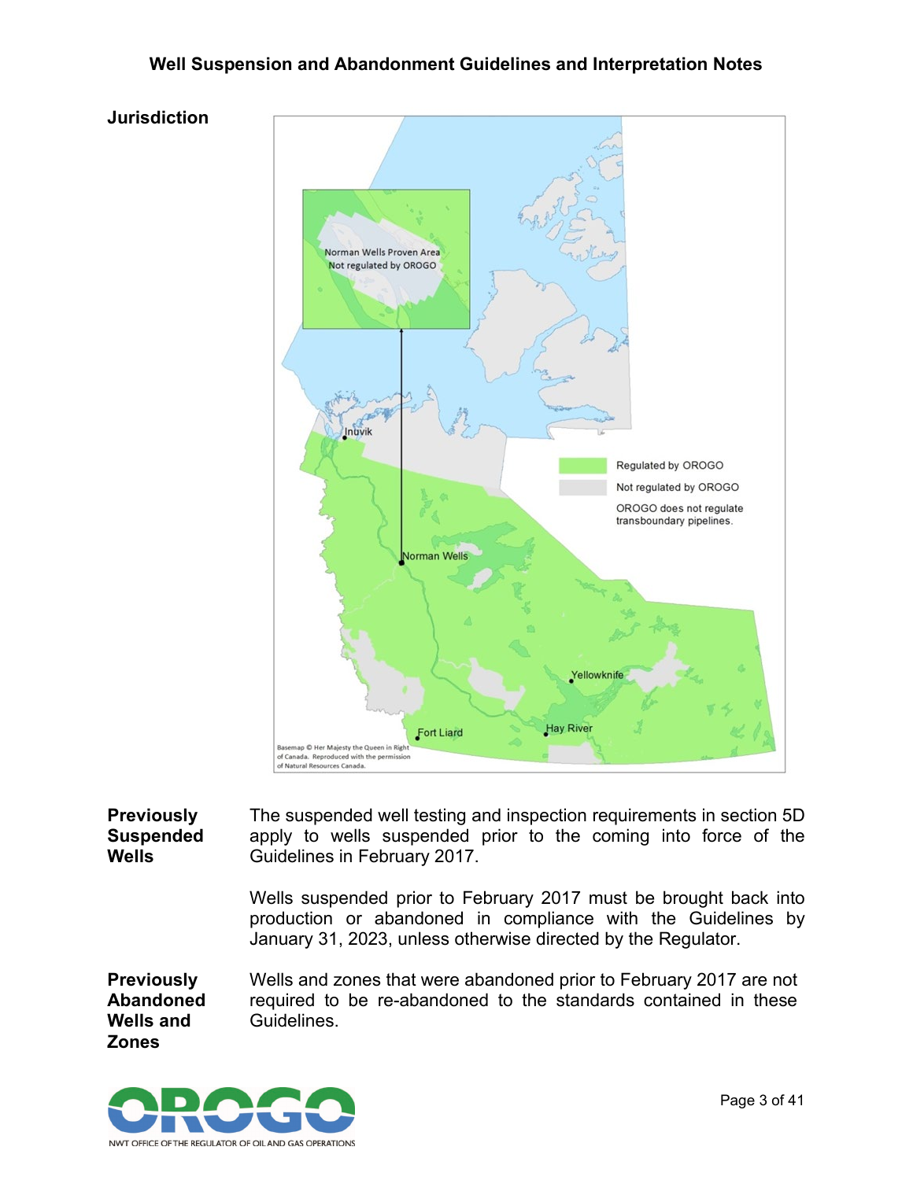## Jurisdiction

## Previously Suspended Wells

The suspended well testing and inspection requirements in section 5D apply to wells suspended prior to the coming into force of the Guidelines in February 2017.

Wells suspended prior to February 2017 must be brought back into production or abandoned in compliance with the Guidelines by January 31, 2023, unless otherwise directed by the Regulator.

## Previously Abandoned Wells and Zones

Wells and zones that were abandoned prior to February 2017 are not required to be re-abandoned to the standards contained in these Guidelines.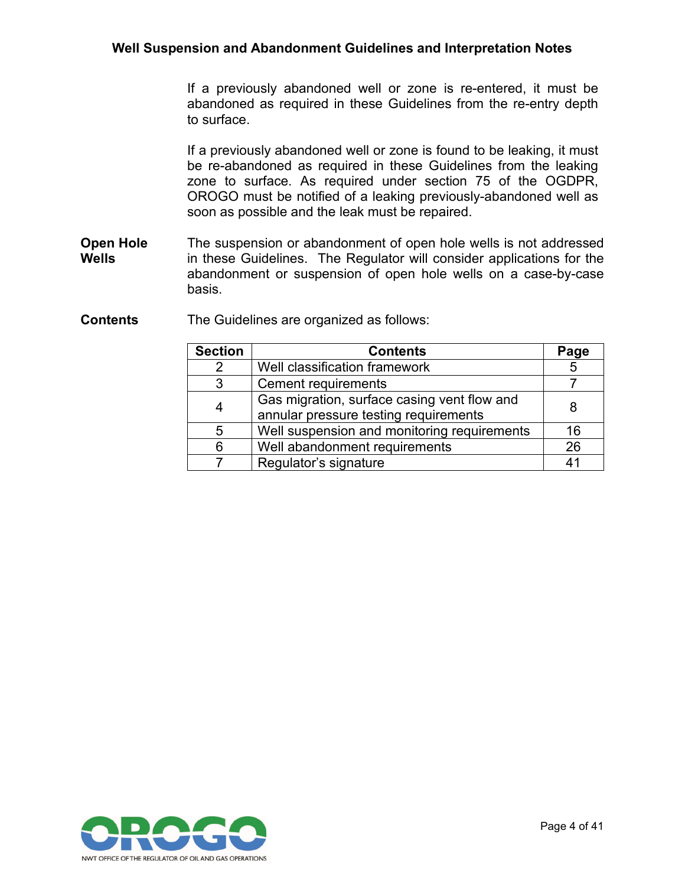If a previously abandoned well or zone is re-entered, it must be abandoned as required in these Guidelines from the re-entry depth to surface.

If a previously abandoned well or zone is found to be leaking, it must be re-abandoned as required in these Guidelines from the leaking zone to surface. As required under section 75 of the OGDPR, OROGO must be notified of a leaking previously-abandoned well as soon as possible and the leak must be repaired.

**Open Hole Wells**

The suspension or abandonment of open hole wells is not addressed in these Guidelines. The Regulator will consider applications for the abandonment or suspension of open hole wells on a case-by-case basis.

**Contents**

The Guidelines are organized as follows:

| Section | Contents | Page |
|---|---|---|
| 2 | Well classification framework | 5 |
| 3 | Cement requirements | 7 |
| 4 | Gas migration, surface casing vent flow and annular pressure testing requirements | 8 |
| 5 | Well suspension and monitoring requirements | 16 |
| 6 | Well abandonment requirements | 26 |
| 7 | Regulator's signature | 41 |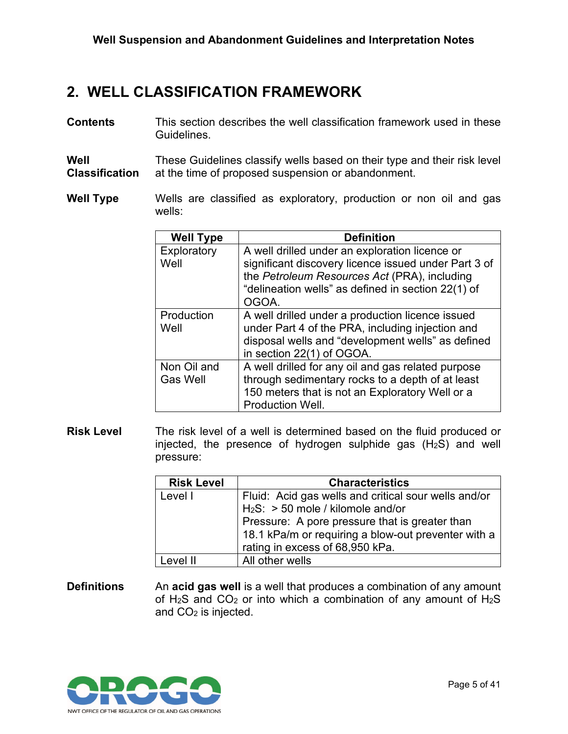## 2. WELL CLASSIFICATION FRAMEWORK

**Contents** This section describes the well classification framework used in these Guidelines.

**Well Classification** These Guidelines classify wells based on their type and their risk level at the time of proposed suspension or abandonment.

**Well Type** Wells are classified as exploratory, production or non oil and gas wells:

| Well Type | Definition |
|---|---|
| Exploratory Well | A well drilled under an exploration licence or significant discovery licence issued under Part 3 of the *Petroleum Resources Act* (PRA), including "delineation wells" as defined in section 22(1) of OGOA. |
| Production Well | A well drilled under a production licence issued under Part 4 of the PRA, including injection and disposal wells and "development wells" as defined in section 22(1) of OGOA. |
| Non Oil and Gas Well | A well drilled for any oil and gas related purpose through sedimentary rocks to a depth of at least 150 meters that is not an Exploratory Well or a Production Well. |

**Risk Level** The risk level of a well is determined based on the fluid produced or injected, the presence of hydrogen sulphide gas ($H_2S$) and well pressure:

| Risk Level | Characteristics |
|---|---|
| Level I | Fluid: Acid gas wells and critical sour wells and/or<br>$H_2S$: > 50 mole / kilomole and/or<br>Pressure: A pore pressure that is greater than 18.1 kPa/m or requiring a blow-out preventer with a rating in excess of 68,950 kPa. |
| Level II | All other wells |

**Definitions** An **acid gas well** is a well that produces a combination of any amount of $H_2S$ and $CO_2$ or into which a combination of any amount of $H_2S$ and $CO_2$ is injected.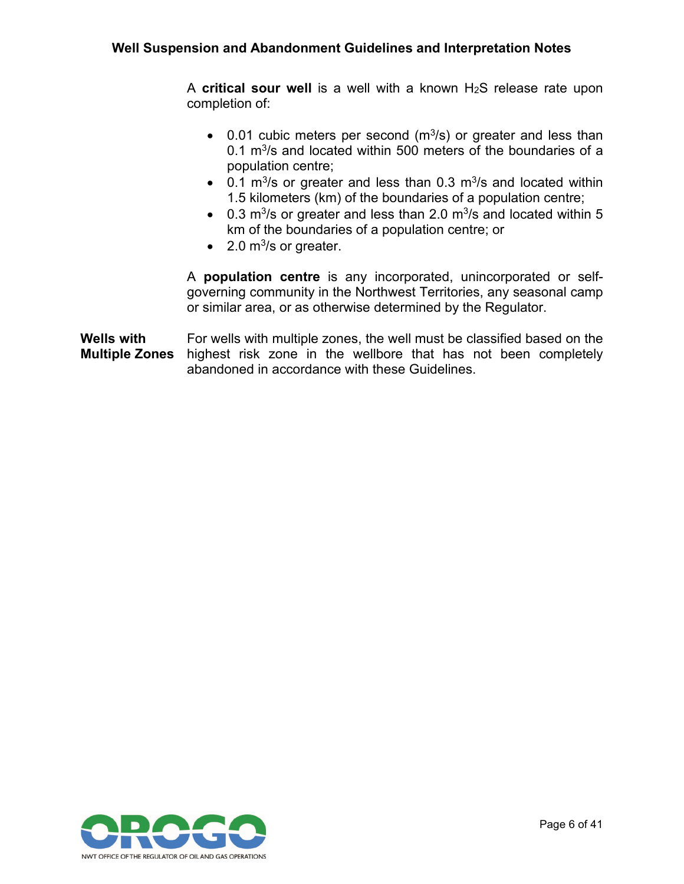A **critical sour well** is a well with a known $H_2S$ release rate upon completion of:

- 0.01 cubic meters per second ($m^3/s$) or greater and less than 0.1 $m^3/s$ and located within 500 meters of the boundaries of a population centre;
- 0.1 $m^3/s$ or greater and less than 0.3 $m^3/s$ and located within 1.5 kilometers (km) of the boundaries of a population centre;
- 0.3 $m^3/s$ or greater and less than 2.0 $m^3/s$ and located within 5 km of the boundaries of a population centre; or
- 2.0 $m^3/s$ or greater.

A **population centre** is any incorporated, unincorporated or self-governing community in the Northwest Territories, any seasonal camp or similar area, or as otherwise determined by the Regulator.

**Wells with Multiple Zones**

For wells with multiple zones, the well must be classified based on the highest risk zone in the wellbore that has not been completely abandoned in accordance with these Guidelines.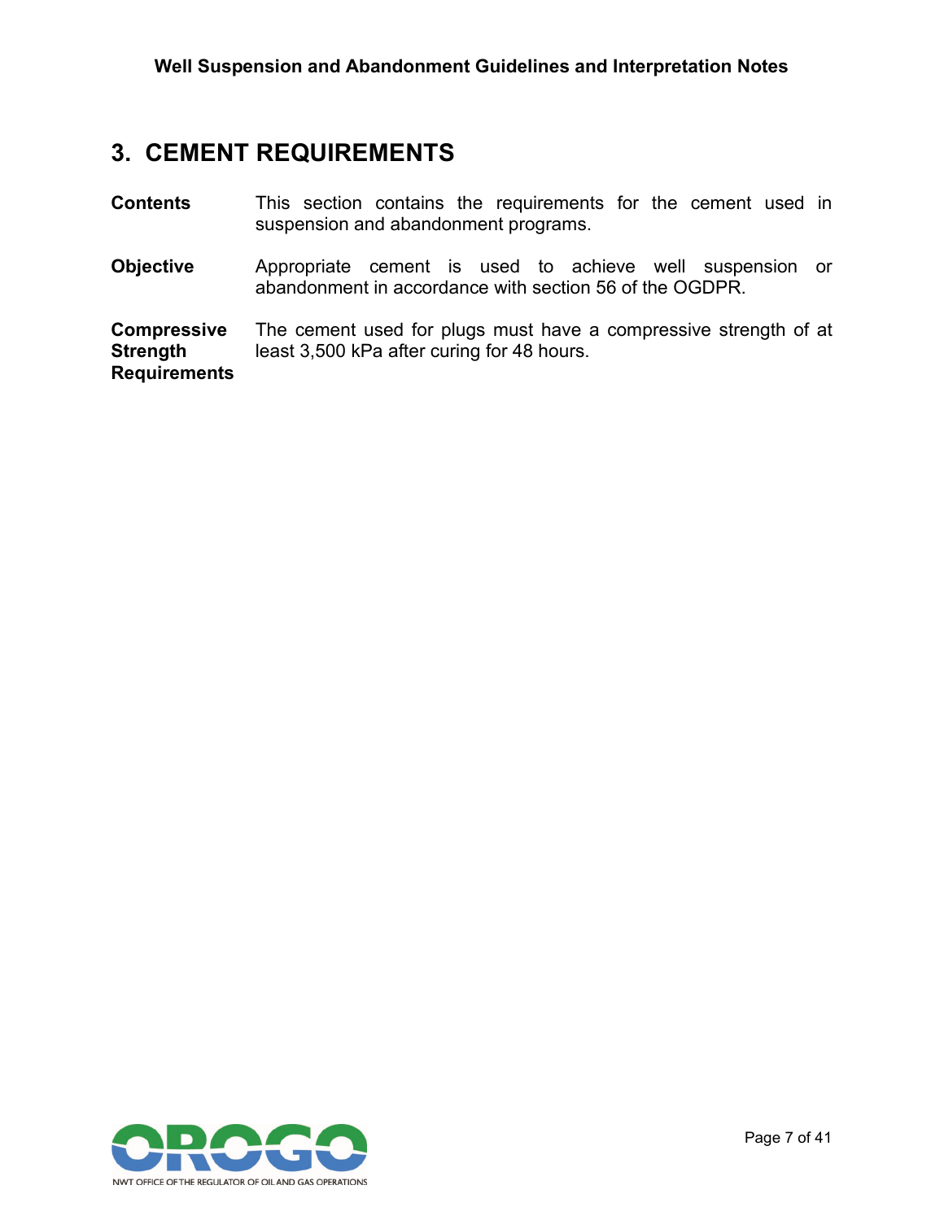# 3. CEMENT REQUIREMENTS

**Contents**

This section contains the requirements for the cement used in suspension and abandonment programs.

**Objective**

Appropriate cement is used to achieve well suspension or abandonment in accordance with section 56 of the OGDPR.

**Compressive Strength Requirements**

The cement used for plugs must have a compressive strength of at least 3,500 kPa after curing for 48 hours.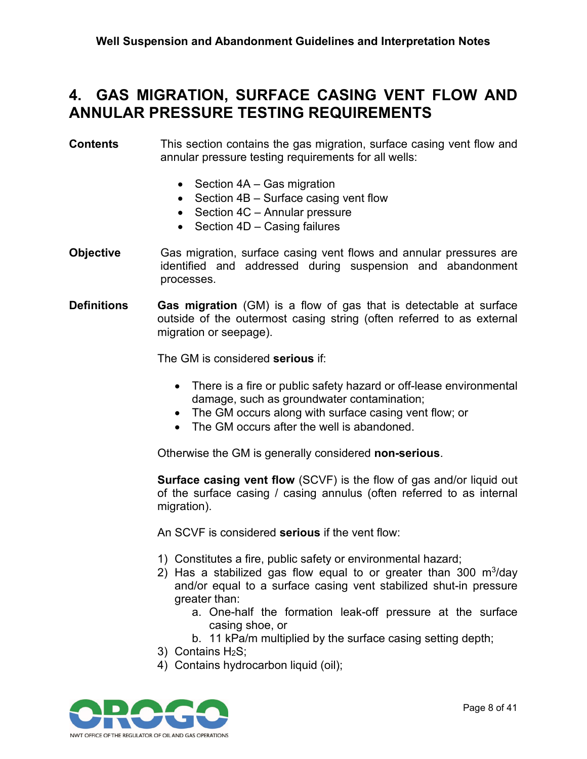# 4. GAS MIGRATION, SURFACE CASING VENT FLOW AND ANNULAR PRESSURE TESTING REQUIREMENTS

**Contents**

This section contains the gas migration, surface casing vent flow and annular pressure testing requirements for all wells:

- Section 4A – Gas migration
- Section 4B – Surface casing vent flow
- Section 4C – Annular pressure
- Section 4D – Casing failures

**Objective**

Gas migration, surface casing vent flows and annular pressures are identified and addressed during suspension and abandonment processes.

**Definitions**

**Gas migration** (GM) is a flow of gas that is detectable at surface outside of the outermost casing string (often referred to as external migration or seepage).

The GM is considered **serious** if:

- There is a fire or public safety hazard or off-lease environmental damage, such as groundwater contamination;
- The GM occurs along with surface casing vent flow; or
- The GM occurs after the well is abandoned.

Otherwise the GM is generally considered **non-serious**.

**Surface casing vent flow** (SCVF) is the flow of gas and/or liquid out of the surface casing / casing annulus (often referred to as internal migration).

An SCVF is considered **serious** if the vent flow:

1) Constitutes a fire, public safety or environmental hazard;
2) Has a stabilized gas flow equal to or greater than 300 $m^3$/day and/or equal to a surface casing vent stabilized shut-in pressure greater than:
    a. One-half the formation leak-off pressure at the surface casing shoe, or
    b. 11 kPa/m multiplied by the surface casing setting depth;
3) Contains $H_2S$;
4) Contains hydrocarbon liquid (oil);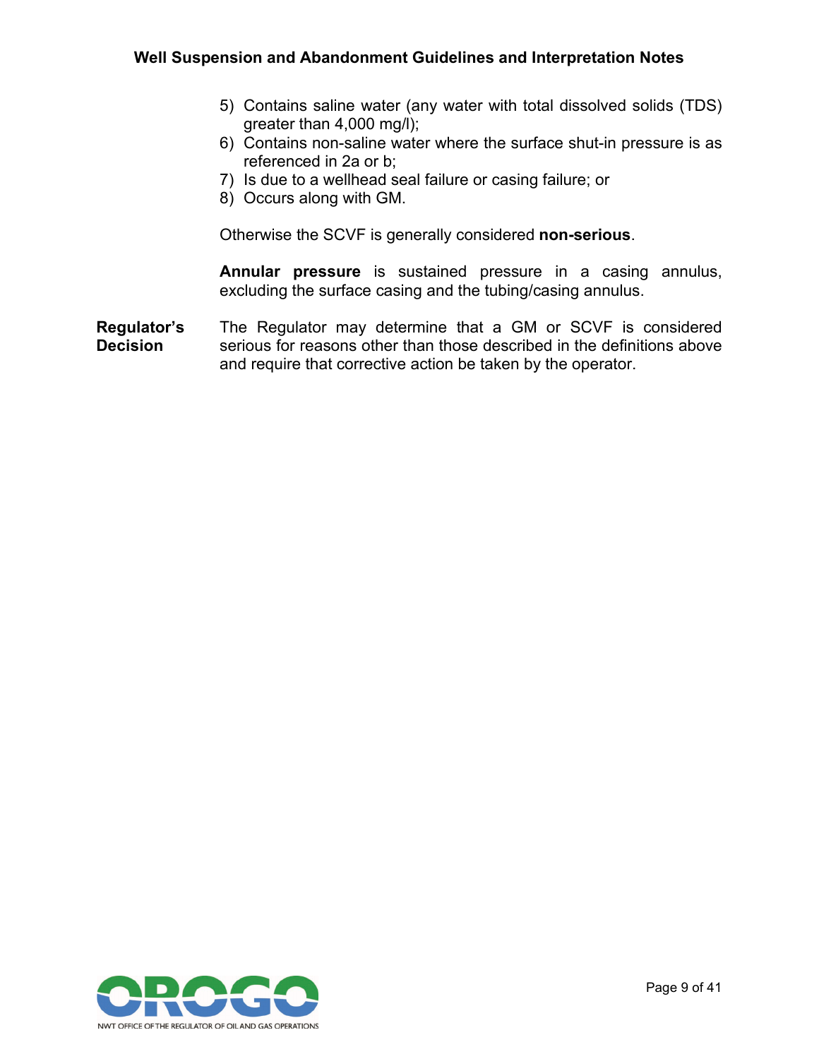5) Contains saline water (any water with total dissolved solids (TDS) greater than 4,000 mg/l);
6) Contains non-saline water where the surface shut-in pressure is as referenced in 2a or b;
7) Is due to a wellhead seal failure or casing failure; or
8) Occurs along with GM.

Otherwise the SCVF is generally considered **non-serious**.

**Annular pressure** is sustained pressure in a casing annulus, excluding the surface casing and the tubing/casing annulus.

**Regulator's Decision**

The Regulator may determine that a GM or SCVF is considered serious for reasons other than those described in the definitions above and require that corrective action be taken by the operator.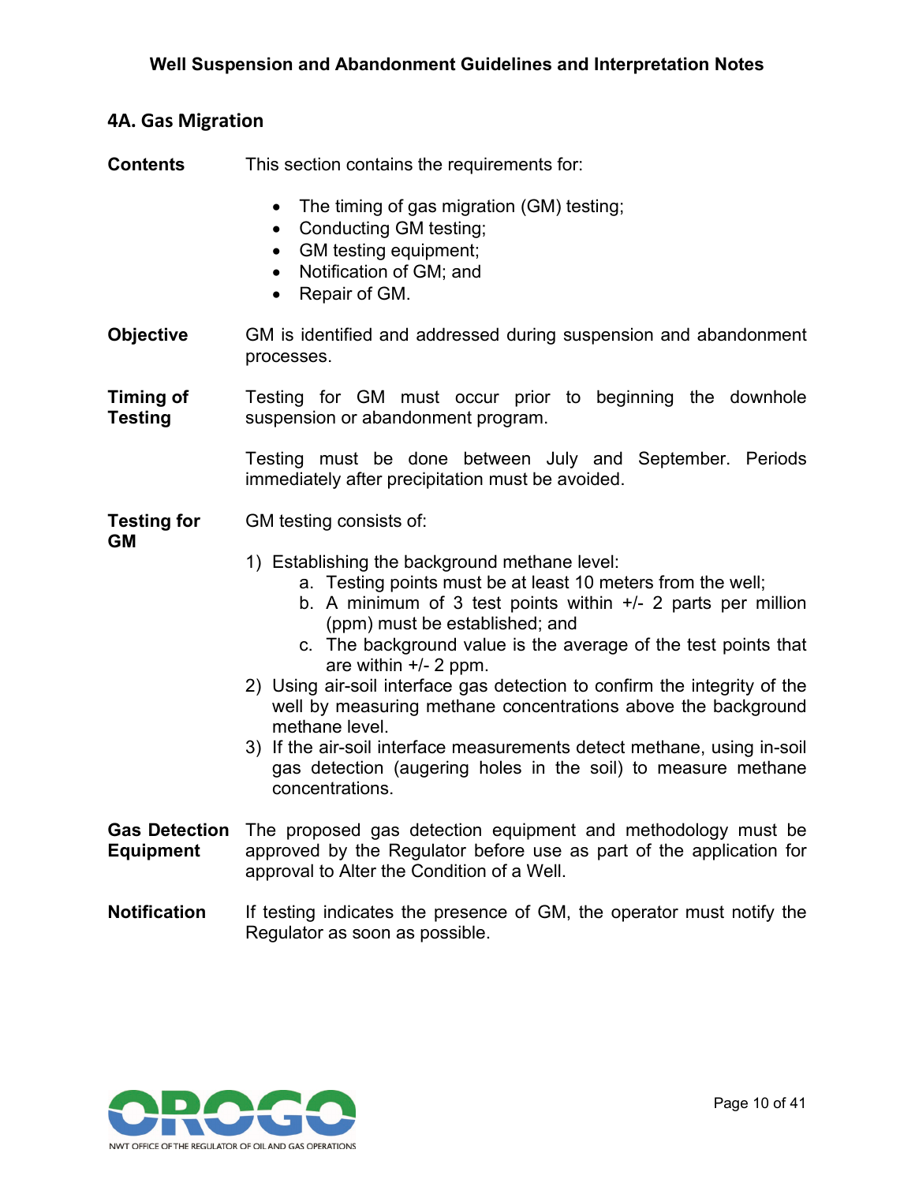## 4A. Gas Migration

**Contents** This section contains the requirements for:

- The timing of gas migration (GM) testing;
- Conducting GM testing;
- GM testing equipment;
- Notification of GM; and
- Repair of GM.

**Objective** GM is identified and addressed during suspension and abandonment processes.

**Timing of Testing** Testing for GM must occur prior to beginning the downhole suspension or abandonment program.

Testing must be done between July and September. Periods immediately after precipitation must be avoided.

**Testing for GM** GM testing consists of:

1) Establishing the background methane level:
   a. Testing points must be at least 10 meters from the well;
   b. A minimum of 3 test points within +/- 2 parts per million (ppm) must be established; and
   c. The background value is the average of the test points that are within +/- 2 ppm.
2) Using air-soil interface gas detection to confirm the integrity of the well by measuring methane concentrations above the background methane level.
3) If the air-soil interface measurements detect methane, using in-soil gas detection (augering holes in the soil) to measure methane concentrations.

**Gas Detection Equipment** The proposed gas detection equipment and methodology must be approved by the Regulator before use as part of the application for approval to Alter the Condition of a Well.

**Notification** If testing indicates the presence of GM, the operator must notify the Regulator as soon as possible.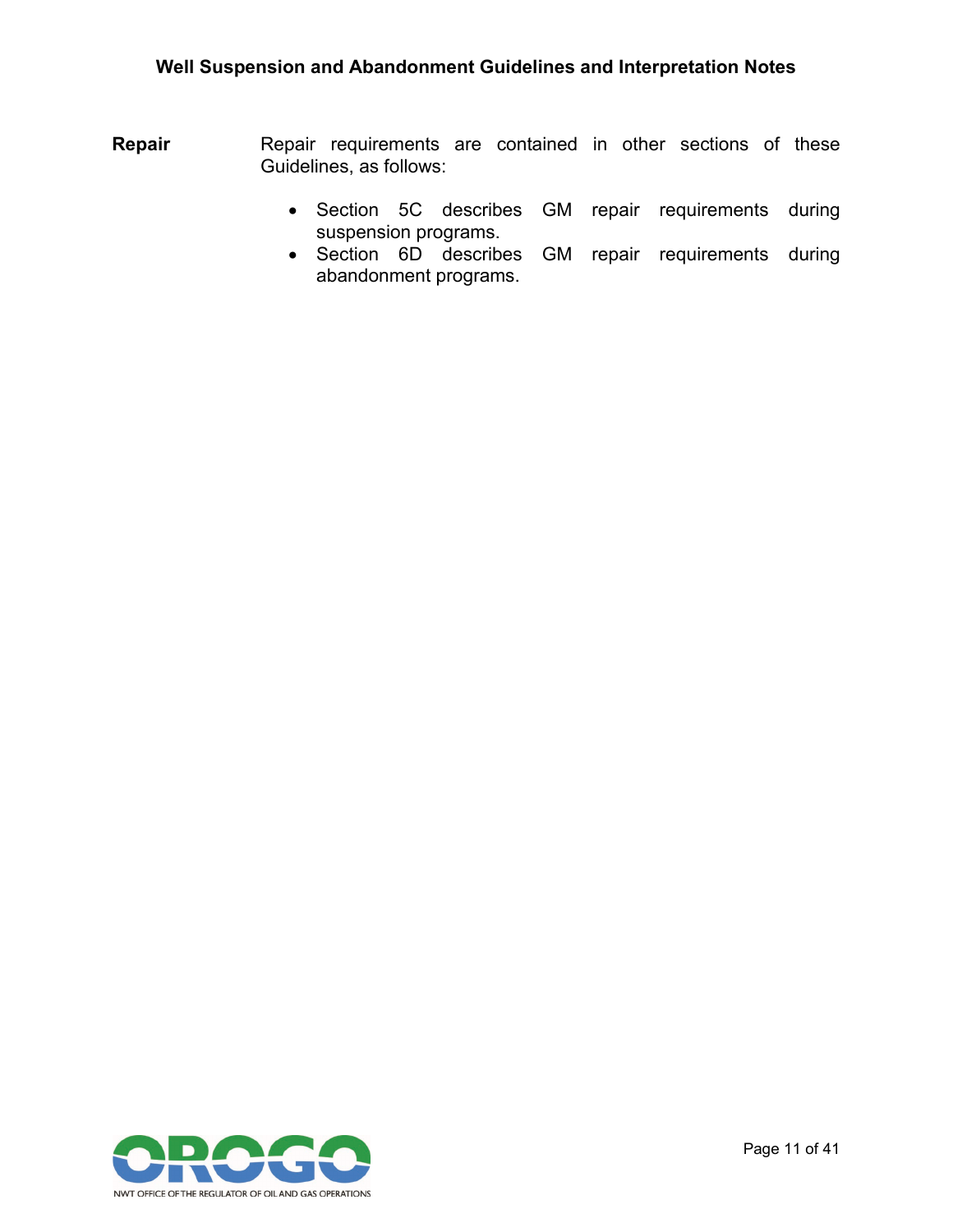**Repair**

Repair requirements are contained in other sections of these Guidelines, as follows:

- Section 5C describes GM repair requirements during suspension programs.
- Section 6D describes GM repair requirements during abandonment programs.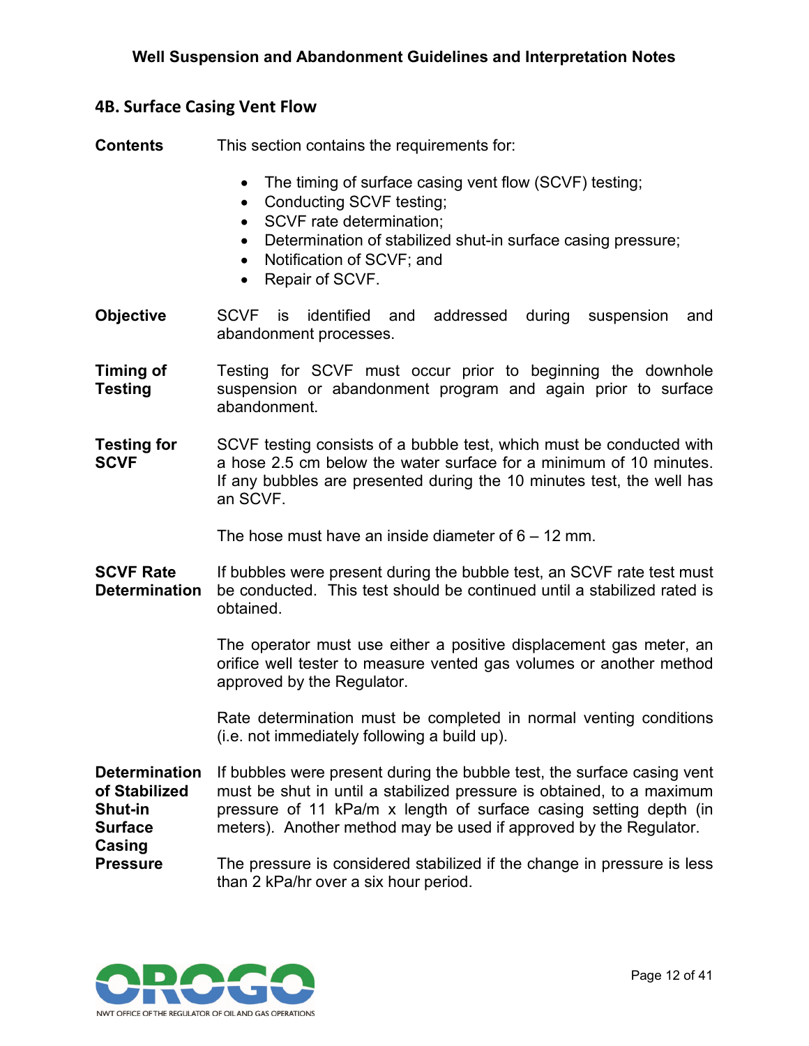## 4B. Surface Casing Vent Flow

**Contents**

This section contains the requirements for:

- The timing of surface casing vent flow (SCVF) testing;
- Conducting SCVF testing;
- SCVF rate determination;
- Determination of stabilized shut-in surface casing pressure;
- Notification of SCVF; and
- Repair of SCVF.

**Objective**

SCVF is identified and addressed during suspension and abandonment processes.

**Timing of Testing**

Testing for SCVF must occur prior to beginning the downhole suspension or abandonment program and again prior to surface abandonment.

**Testing for SCVF**

SCVF testing consists of a bubble test, which must be conducted with a hose 2.5 cm below the water surface for a minimum of 10 minutes. If any bubbles are presented during the 10 minutes test, the well has an SCVF.

The hose must have an inside diameter of 6 – 12 mm.

**SCVF Rate Determination**

If bubbles were present during the bubble test, an SCVF rate test must be conducted. This test should be continued until a stabilized rated is obtained.

The operator must use either a positive displacement gas meter, an orifice well tester to measure vented gas volumes or another method approved by the Regulator.

Rate determination must be completed in normal venting conditions (i.e. not immediately following a build up).

**Determination of Stabilized Shut-in Surface Casing Pressure**

If bubbles were present during the bubble test, the surface casing vent must be shut in until a stabilized pressure is obtained, to a maximum pressure of 11 kPa/m x length of surface casing setting depth (in meters). Another method may be used if approved by the Regulator.

The pressure is considered stabilized if the change in pressure is less than 2 kPa/hr over a six hour period.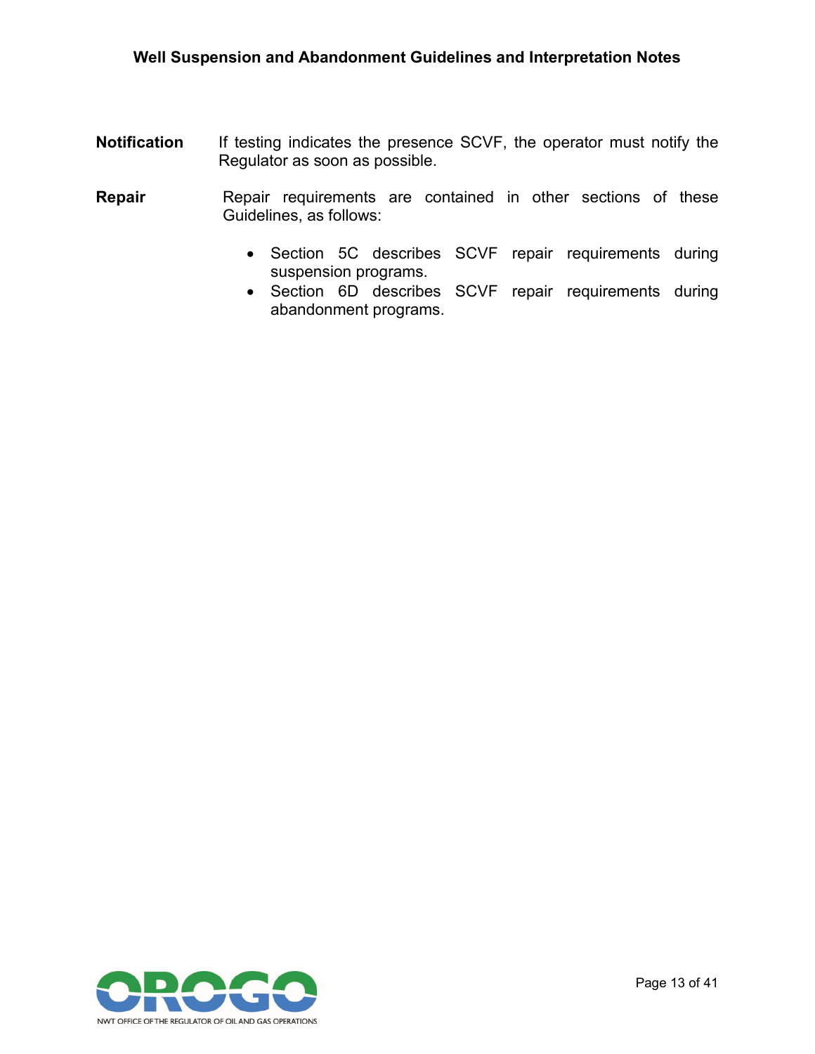**Notification** If testing indicates the presence SCVF, the operator must notify the Regulator as soon as possible.

**Repair** Repair requirements are contained in other sections of these Guidelines, as follows:

- Section 5C describes SCVF repair requirements during suspension programs.
- Section 6D describes SCVF repair requirements during abandonment programs.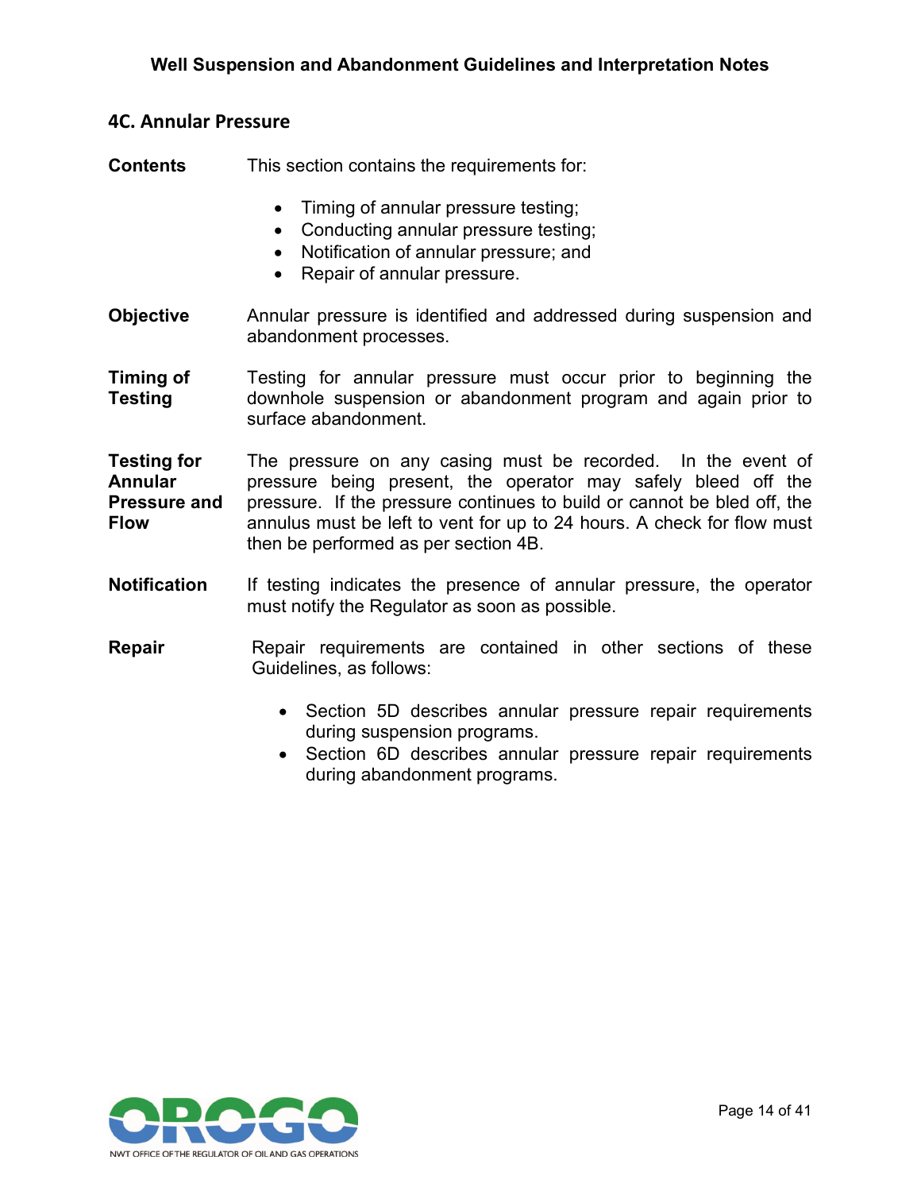## 4C. Annular Pressure

**Contents**

This section contains the requirements for:

- Timing of annular pressure testing;
- Conducting annular pressure testing;
- Notification of annular pressure; and
- Repair of annular pressure.

**Objective**

Annular pressure is identified and addressed during suspension and abandonment processes.

**Timing of Testing**

Testing for annular pressure must occur prior to beginning the downhole suspension or abandonment program and again prior to surface abandonment.

**Testing for Annular Pressure and Flow**

The pressure on any casing must be recorded. In the event of pressure being present, the operator may safely bleed off the pressure. If the pressure continues to build or cannot be bled off, the annulus must be left to vent for up to 24 hours. A check for flow must then be performed as per section 4B.

**Notification**

If testing indicates the presence of annular pressure, the operator must notify the Regulator as soon as possible.

**Repair**

Repair requirements are contained in other sections of these Guidelines, as follows:

- Section 5D describes annular pressure repair requirements during suspension programs.
- Section 6D describes annular pressure repair requirements during abandonment programs.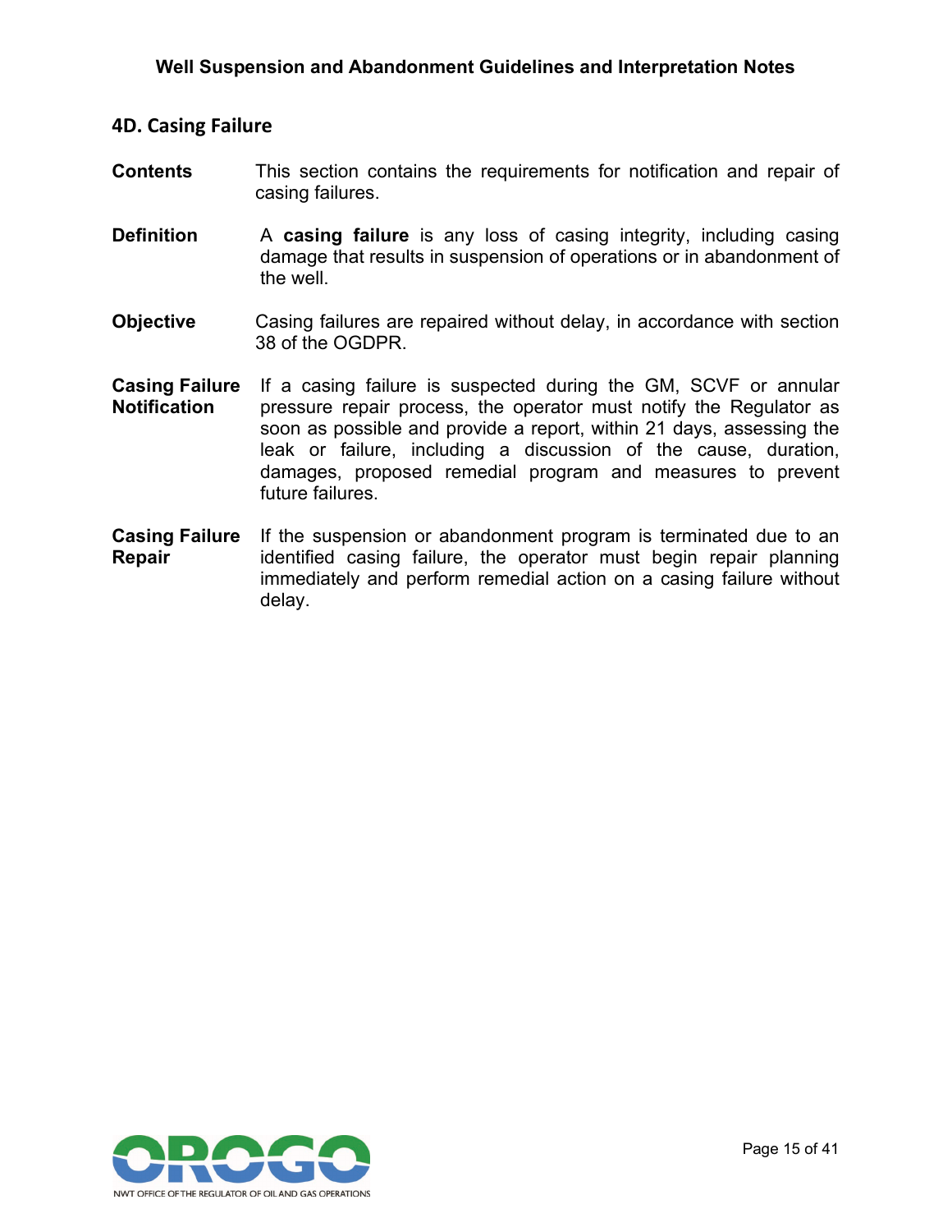## 4D. Casing Failure

**Contents** This section contains the requirements for notification and repair of casing failures.

**Definition** A **casing failure** is any loss of casing integrity, including casing damage that results in suspension of operations or in abandonment of the well.

**Objective** Casing failures are repaired without delay, in accordance with section 38 of the OGDPR.

**Casing Failure Notification** If a casing failure is suspected during the GM, SCVF or annular pressure repair process, the operator must notify the Regulator as soon as possible and provide a report, within 21 days, assessing the leak or failure, including a discussion of the cause, duration, damages, proposed remedial program and measures to prevent future failures.

**Casing Failure Repair** If the suspension or abandonment program is terminated due to an identified casing failure, the operator must begin repair planning immediately and perform remedial action on a casing failure without delay.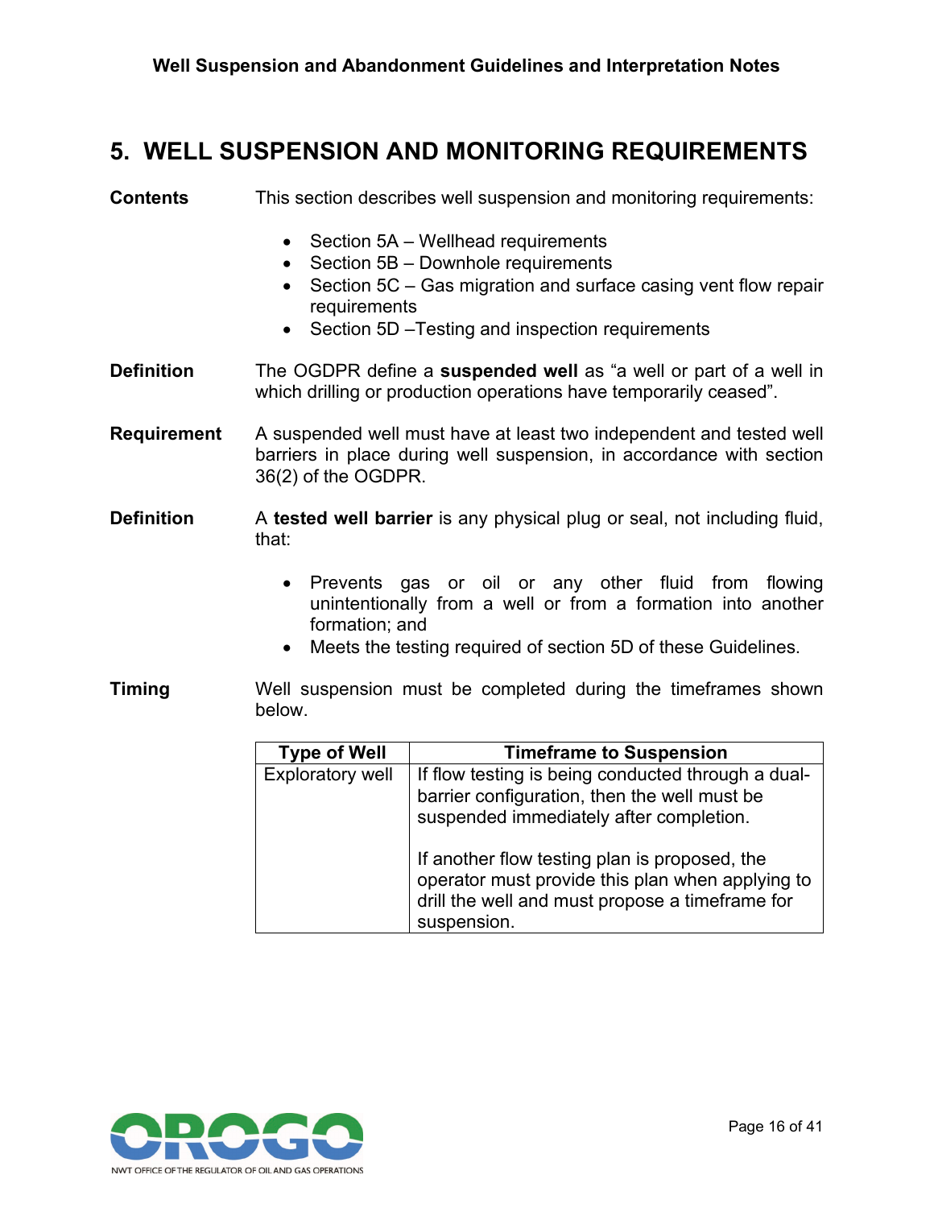# 5. WELL SUSPENSION AND MONITORING REQUIREMENTS

**Contents**

This section describes well suspension and monitoring requirements:

- Section 5A – Wellhead requirements
- Section 5B – Downhole requirements
- Section 5C – Gas migration and surface casing vent flow repair requirements
- Section 5D –Testing and inspection requirements

**Definition**

The OGDPR define a **suspended well** as "a well or part of a well in which drilling or production operations have temporarily ceased".

**Requirement**

A suspended well must have at least two independent and tested well barriers in place during well suspension, in accordance with section 36(2) of the OGDPR.

**Definition**

A **tested well barrier** is any physical plug or seal, not including fluid, that:

- Prevents gas or oil or any other fluid from flowing unintentionally from a well or from a formation into another formation; and
- Meets the testing required of section 5D of these Guidelines.

**Timing**

Well suspension must be completed during the timeframes shown below.

| Type of Well | Timeframe to Suspension |
| --- | --- |
| Exploratory well | If flow testing is being conducted through a dual-barrier configuration, then the well must be suspended immediately after completion.<br><br>If another flow testing plan is proposed, the operator must provide this plan when applying to drill the well and must propose a timeframe for suspension. |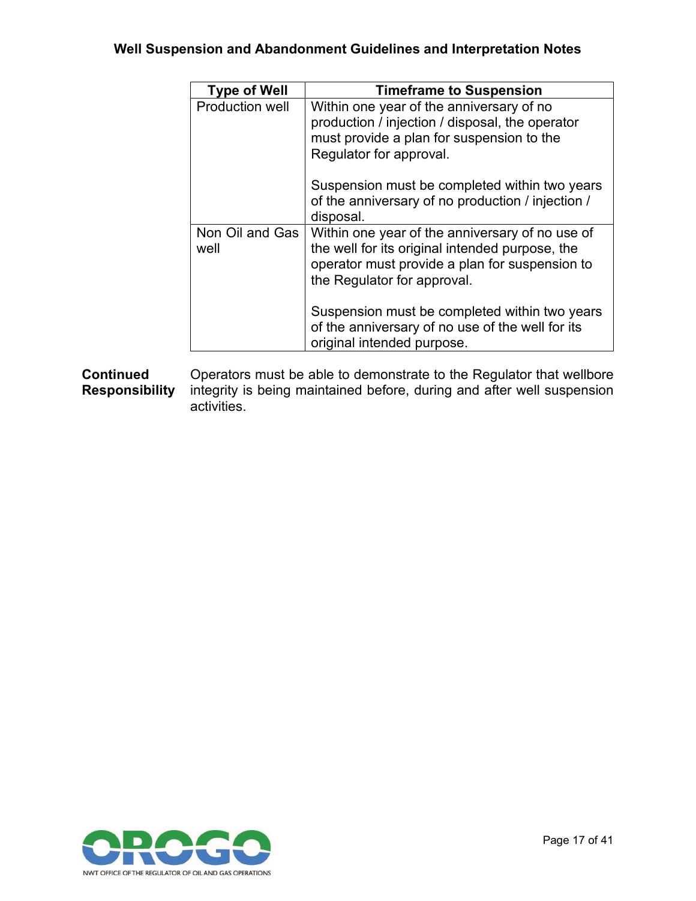| Type of Well | Timeframe to Suspension |
| --- | --- |
| Production well | Within one year of the anniversary of no production / injection / disposal, the operator must provide a plan for suspension to the Regulator for approval.<br><br>Suspension must be completed within two years of the anniversary of no production / injection / disposal. |
| Non Oil and Gas well | Within one year of the anniversary of no use of the well for its original intended purpose, the operator must provide a plan for suspension to the Regulator for approval.<br><br>Suspension must be completed within two years of the anniversary of no use of the well for its original intended purpose. |

**Continued Responsibility**

Operators must be able to demonstrate to the Regulator that wellbore integrity is being maintained before, during and after well suspension activities.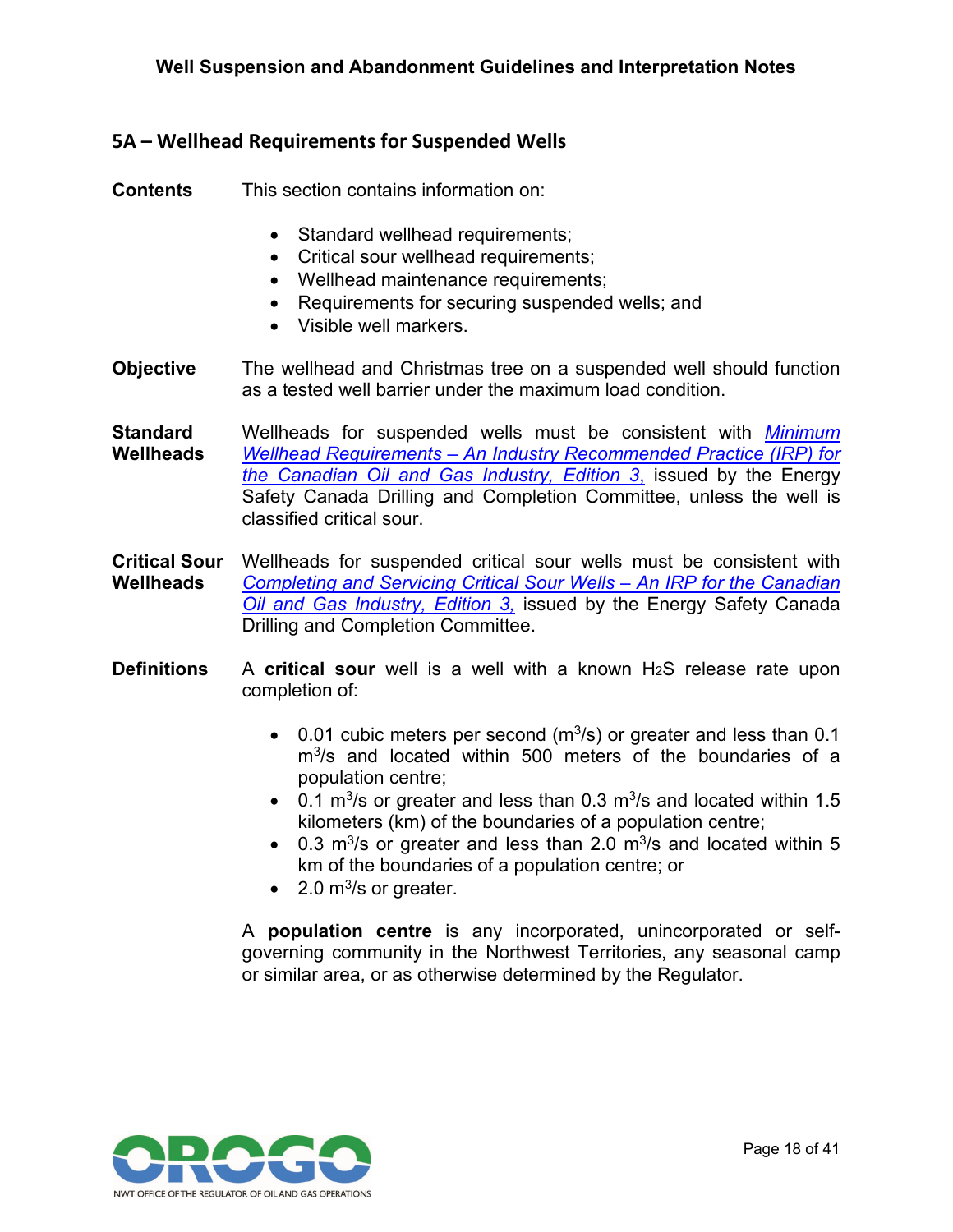## 5A – Wellhead Requirements for Suspended Wells

**Contents**

This section contains information on:

- Standard wellhead requirements;
- Critical sour wellhead requirements;
- Wellhead maintenance requirements;
- Requirements for securing suspended wells; and
- Visible well markers.

**Objective**

The wellhead and Christmas tree on a suspended well should function as a tested well barrier under the maximum load condition.

**Standard Wellheads**

Wellheads for suspended wells must be consistent with *Minimum Wellhead Requirements – An Industry Recommended Practice (IRP) for the Canadian Oil and Gas Industry, Edition 3,* issued by the Energy Safety Canada Drilling and Completion Committee, unless the well is classified critical sour.

**Critical Sour Wellheads**

Wellheads for suspended critical sour wells must be consistent with *Completing and Servicing Critical Sour Wells – An IRP for the Canadian Oil and Gas Industry, Edition 3,* issued by the Energy Safety Canada Drilling and Completion Committee.

**Definitions**

A **critical sour** well is a well with a known $H_2S$ release rate upon completion of:

- 0.01 cubic meters per second ($m^3/s$) or greater and less than 0.1 $m^3/s$ and located within 500 meters of the boundaries of a population centre;
- 0.1 $m^3/s$ or greater and less than 0.3 $m^3/s$ and located within 1.5 kilometers (km) of the boundaries of a population centre;
- 0.3 $m^3/s$ or greater and less than 2.0 $m^3/s$ and located within 5 km of the boundaries of a population centre; or
- 2.0 $m^3/s$ or greater.

A **population centre** is any incorporated, unincorporated or self-governing community in the Northwest Territories, any seasonal camp or similar area, or as otherwise determined by the Regulator.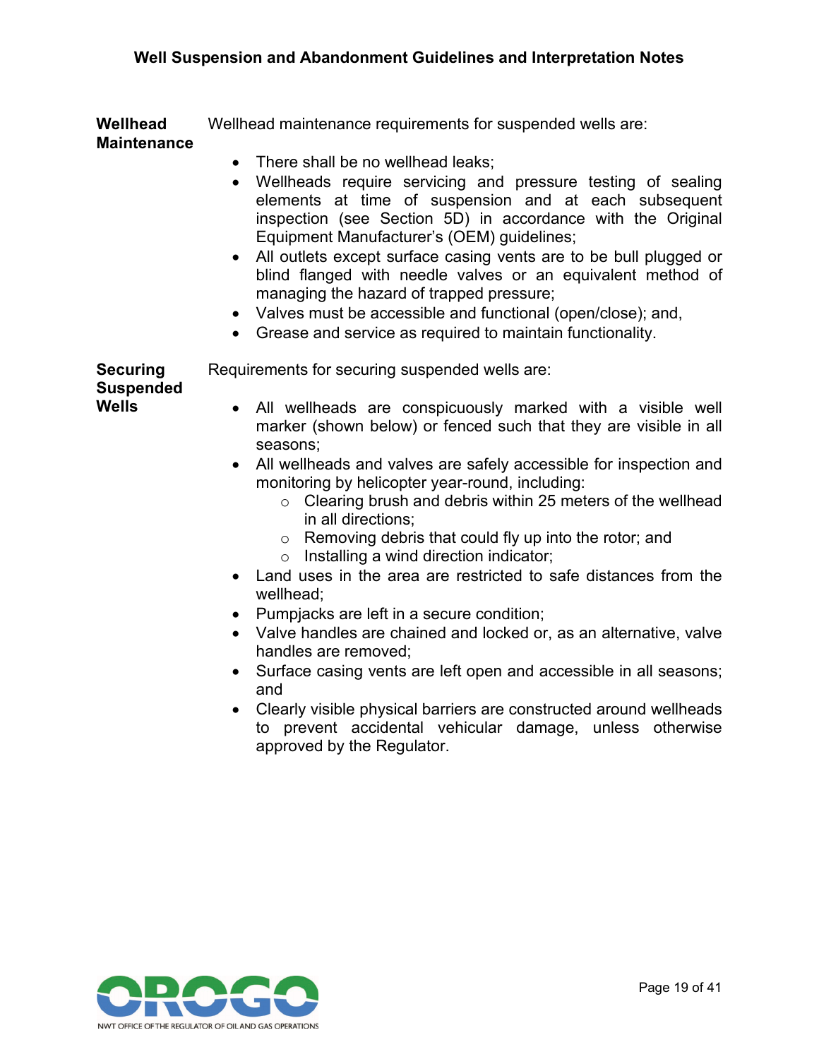**Wellhead Maintenance**

Wellhead maintenance requirements for suspended wells are:

- There shall be no wellhead leaks;
- Wellheads require servicing and pressure testing of sealing elements at time of suspension and at each subsequent inspection (see Section 5D) in accordance with the Original Equipment Manufacturer's (OEM) guidelines;
- All outlets except surface casing vents are to be bull plugged or blind flanged with needle valves or an equivalent method of managing the hazard of trapped pressure;
- Valves must be accessible and functional (open/close); and,
- Grease and service as required to maintain functionality.

**Securing Suspended Wells**

Requirements for securing suspended wells are:

- All wellheads are conspicuously marked with a visible well marker (shown below) or fenced such that they are visible in all seasons;
- All wellheads and valves are safely accessible for inspection and monitoring by helicopter year-round, including:
  - Clearing brush and debris within 25 meters of the wellhead in all directions;
  - Removing debris that could fly up into the rotor; and
  - Installing a wind direction indicator;
- Land uses in the area are restricted to safe distances from the wellhead;
- Pumpjacks are left in a secure condition;
- Valve handles are chained and locked or, as an alternative, valve handles are removed;
- Surface casing vents are left open and accessible in all seasons; and
- Clearly visible physical barriers are constructed around wellheads to prevent accidental vehicular damage, unless otherwise approved by the Regulator.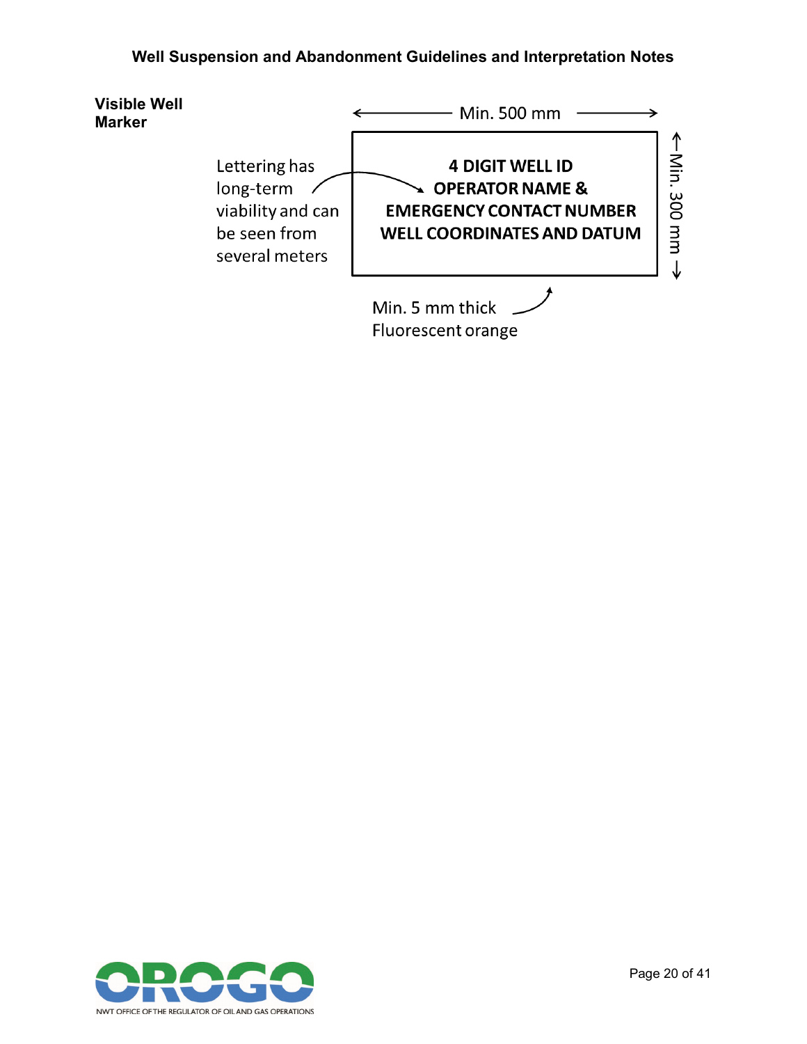**Visible Well Marker**

Min. 500 mm

Min. 300 mm

4 DIGIT WELL ID
OPERATOR NAME &
EMERGENCY CONTACT NUMBER
WELL COORDINATES AND DATUM

Lettering has long-term viability and can be seen from several meters

Min. 5 mm thick
Fluorescent orange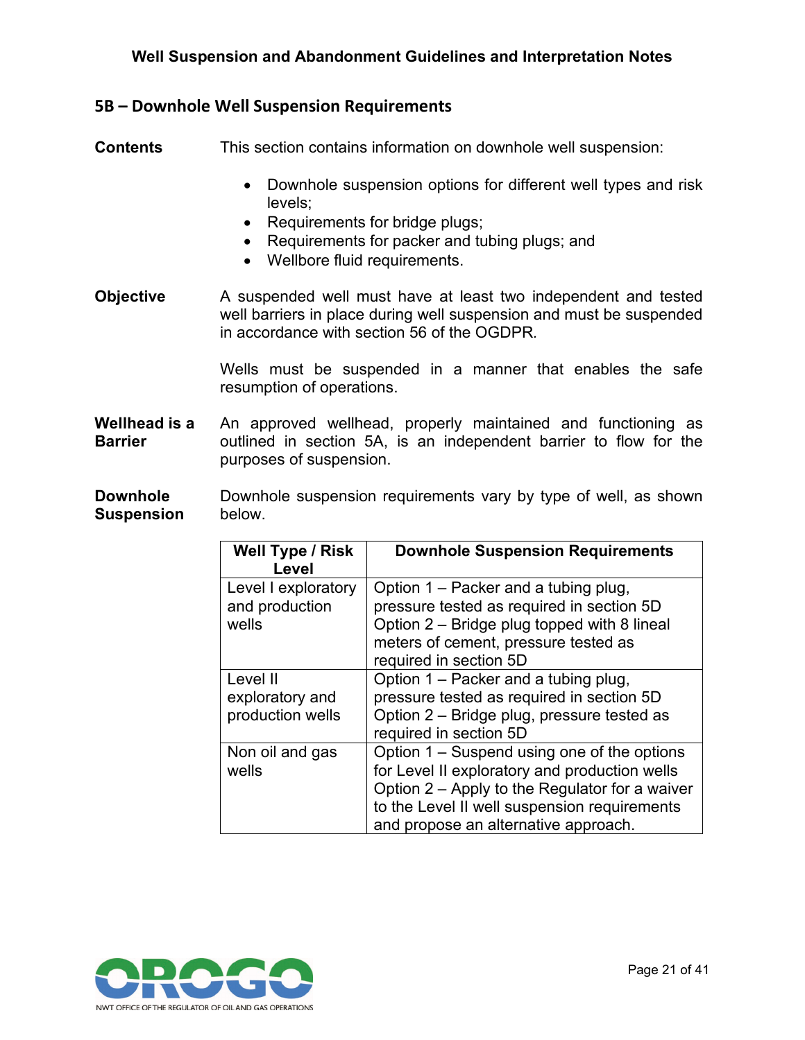## 5B – Downhole Well Suspension Requirements

**Contents**

This section contains information on downhole well suspension:

- Downhole suspension options for different well types and risk levels;
- Requirements for bridge plugs;
- Requirements for packer and tubing plugs; and
- Wellbore fluid requirements.

**Objective**

A suspended well must have at least two independent and tested well barriers in place during well suspension and must be suspended in accordance with section 56 of the OGDPR.

Wells must be suspended in a manner that enables the safe resumption of operations.

**Wellhead is a Barrier**

An approved wellhead, properly maintained and functioning as outlined in section 5A, is an independent barrier to flow for the purposes of suspension.

**Downhole Suspension**

Downhole suspension requirements vary by type of well, as shown below.

| Well Type / Risk Level | Downhole Suspension Requirements |
|---|---|
| Level I exploratory and production wells | Option 1 – Packer and a tubing plug, pressure tested as required in section 5D<br>Option 2 – Bridge plug topped with 8 lineal meters of cement, pressure tested as required in section 5D |
| Level II exploratory and production wells | Option 1 – Packer and a tubing plug, pressure tested as required in section 5D<br>Option 2 – Bridge plug, pressure tested as required in section 5D |
| Non oil and gas wells | Option 1 – Suspend using one of the options for Level II exploratory and production wells<br>Option 2 – Apply to the Regulator for a waiver to the Level II well suspension requirements and propose an alternative approach. |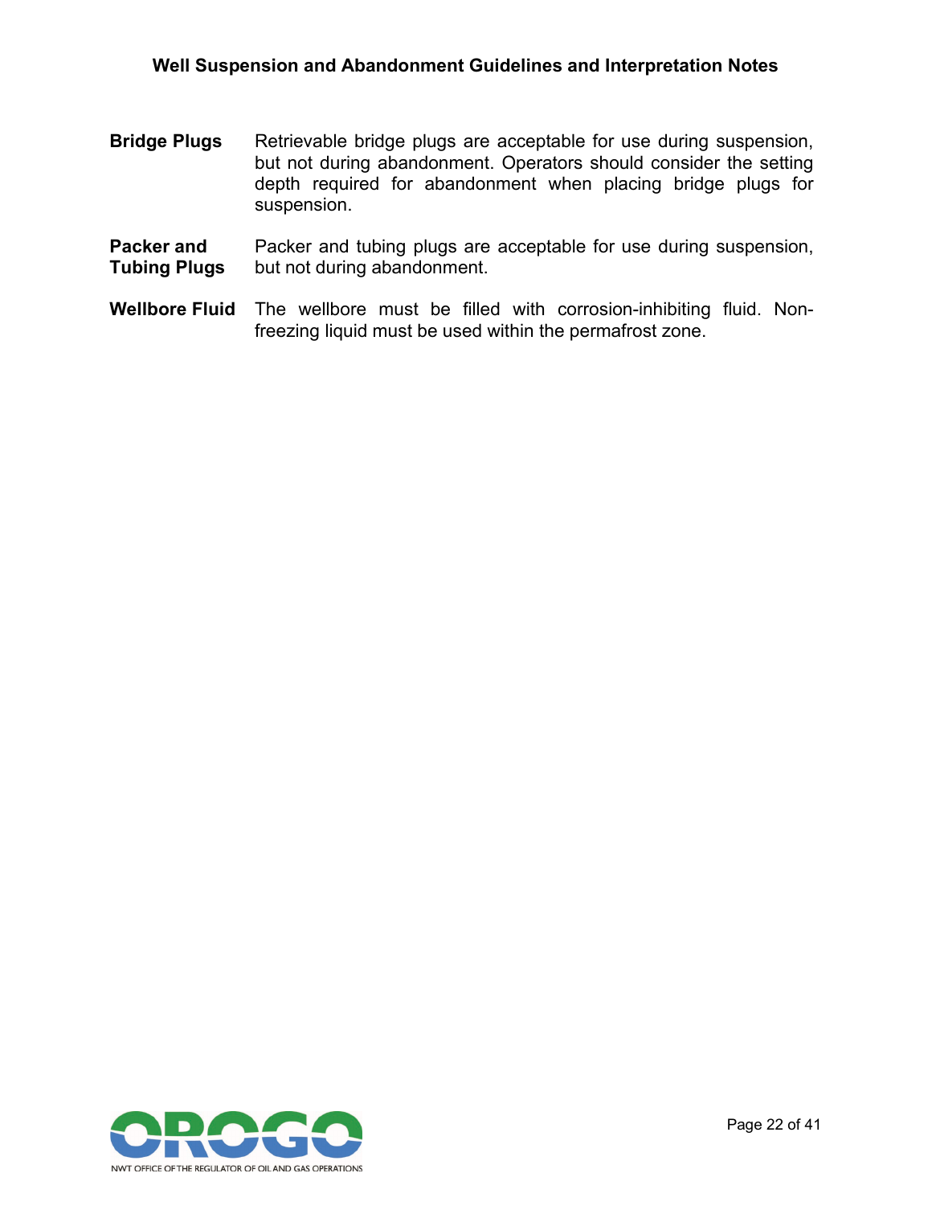**Bridge Plugs** Retrievable bridge plugs are acceptable for use during suspension, but not during abandonment. Operators should consider the setting depth required for abandonment when placing bridge plugs for suspension.

**Packer and Tubing Plugs** Packer and tubing plugs are acceptable for use during suspension, but not during abandonment.

**Wellbore Fluid** The wellbore must be filled with corrosion-inhibiting fluid. Non-freezing liquid must be used within the permafrost zone.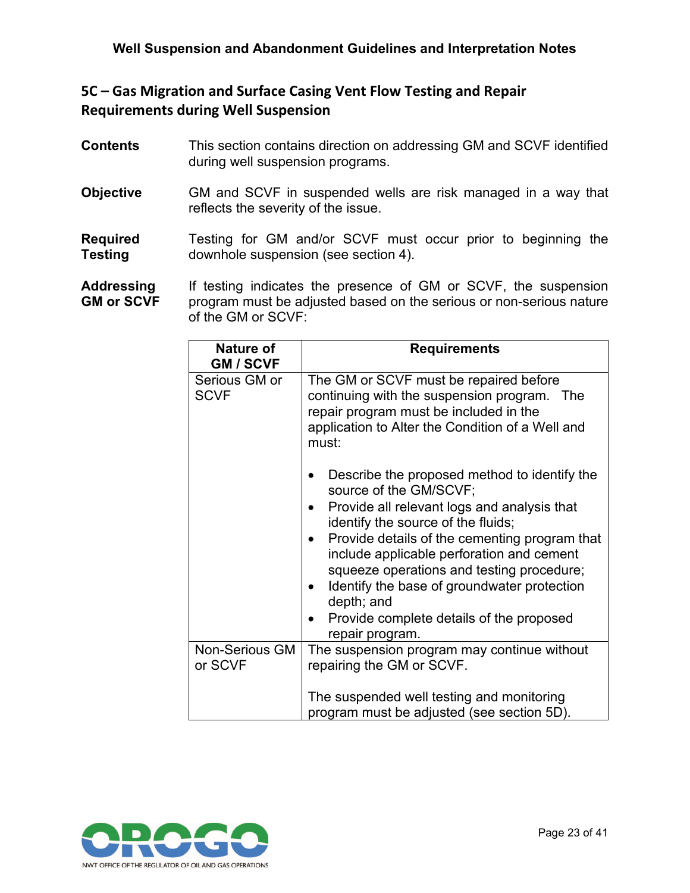## 5C – Gas Migration and Surface Casing Vent Flow Testing and Repair Requirements during Well Suspension

**Contents** This section contains direction on addressing GM and SCVF identified during well suspension programs.

**Objective** GM and SCVF in suspended wells are risk managed in a way that reflects the severity of the issue.

**Required Testing** Testing for GM and/or SCVF must occur prior to beginning the downhole suspension (see section 4).

**Addressing GM or SCVF** If testing indicates the presence of GM or SCVF, the suspension program must be adjusted based on the serious or non-serious nature of the GM or SCVF:

| Nature of GM / SCVF | Requirements |
|---|---|
| Serious GM or SCVF | The GM or SCVF must be repaired before continuing with the suspension program. The repair program must be included in the application to Alter the Condition of a Well and must:<br><br>• Describe the proposed method to identify the source of the GM/SCVF;<br>• Provide all relevant logs and analysis that identify the source of the fluids;<br>• Provide details of the cementing program that include applicable perforation and cement squeeze operations and testing procedure;<br>• Identify the base of groundwater protection depth; and<br>• Provide complete details of the proposed repair program. |
| Non-Serious GM or SCVF | The suspension program may continue without repairing the GM or SCVF.<br><br>The suspended well testing and monitoring program must be adjusted (see section 5D). |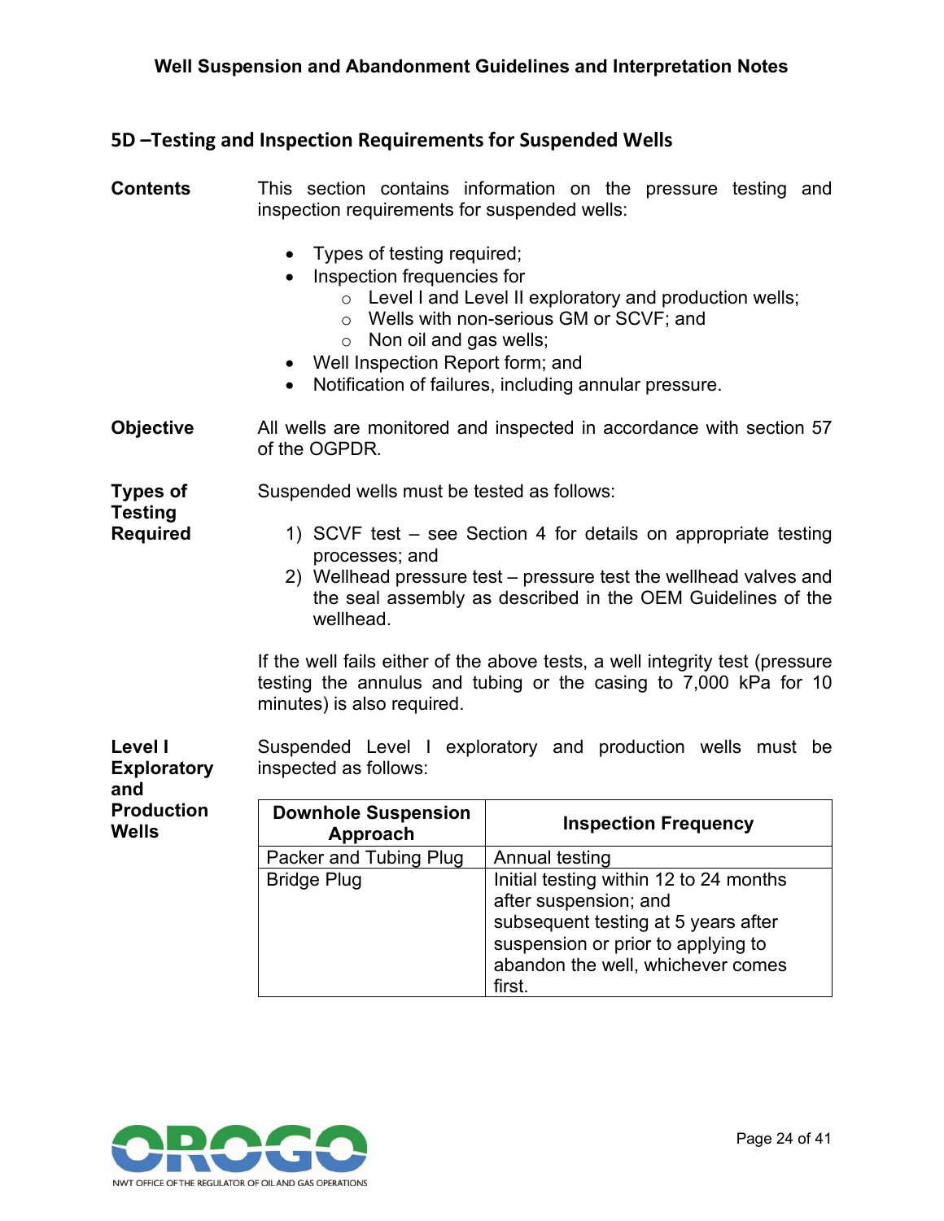## 5D –Testing and Inspection Requirements for Suspended Wells

**Contents**

This section contains information on the pressure testing and inspection requirements for suspended wells:

- Types of testing required;
- Inspection frequencies for
  - Level I and Level II exploratory and production wells;
  - Wells with non-serious GM or SCVF; and
  - Non oil and gas wells;
- Well Inspection Report form; and
- Notification of failures, including annular pressure.

**Objective**

All wells are monitored and inspected in accordance with section 57 of the OGPDR.

**Types of Testing Required**

Suspended wells must be tested as follows:

1) SCVF test – see Section 4 for details on appropriate testing processes; and
2) Wellhead pressure test – pressure test the wellhead valves and the seal assembly as described in the OEM Guidelines of the wellhead.

If the well fails either of the above tests, a well integrity test (pressure testing the annulus and tubing or the casing to 7,000 kPa for 10 minutes) is also required.

**Level I Exploratory and Production Wells**

Suspended Level I exploratory and production wells must be inspected as follows:

| Downhole Suspension Approach | Inspection Frequency |
|---|---|
| Packer and Tubing Plug | Annual testing |
| Bridge Plug | Initial testing within 12 to 24 months after suspension; and subsequent testing at 5 years after suspension or prior to applying to abandon the well, whichever comes first. |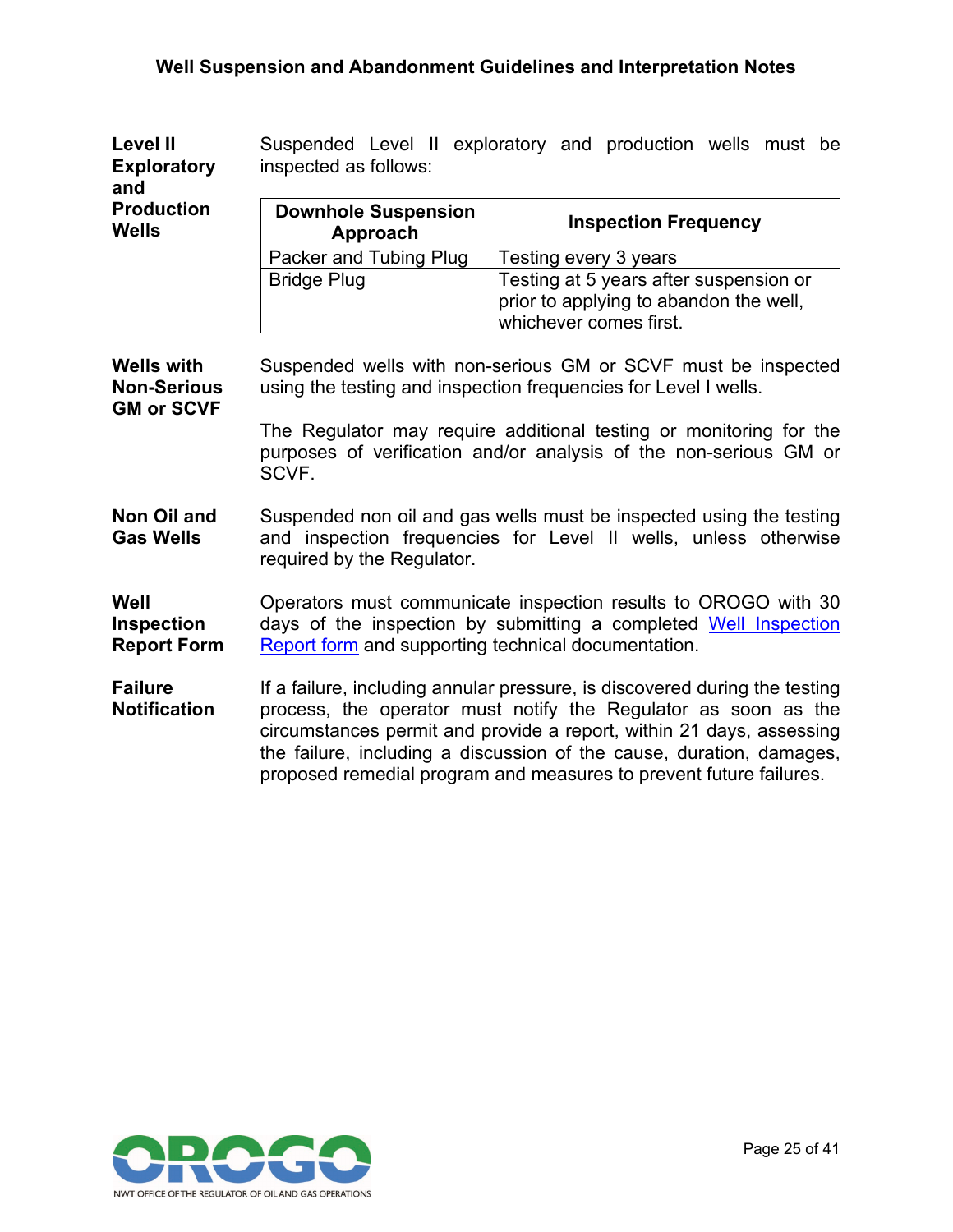**Level II Exploratory and Production Wells**

Suspended Level II exploratory and production wells must be inspected as follows:

| Downhole Suspension Approach | Inspection Frequency |
|---|---|
| Packer and Tubing Plug | Testing every 3 years |
| Bridge Plug | Testing at 5 years after suspension or prior to applying to abandon the well, whichever comes first. |

**Wells with Non-Serious GM or SCVF**

Suspended wells with non-serious GM or SCVF must be inspected using the testing and inspection frequencies for Level I wells.

The Regulator may require additional testing or monitoring for the purposes of verification and/or analysis of the non-serious GM or SCVF.

**Non Oil and Gas Wells**

Suspended non oil and gas wells must be inspected using the testing and inspection frequencies for Level II wells, unless otherwise required by the Regulator.

**Well Inspection Report Form**

Operators must communicate inspection results to OROGO with 30 days of the inspection by submitting a completed Well Inspection Report form and supporting technical documentation.

**Failure Notification**

If a failure, including annular pressure, is discovered during the testing process, the operator must notify the Regulator as soon as the circumstances permit and provide a report, within 21 days, assessing the failure, including a discussion of the cause, duration, damages, proposed remedial program and measures to prevent future failures.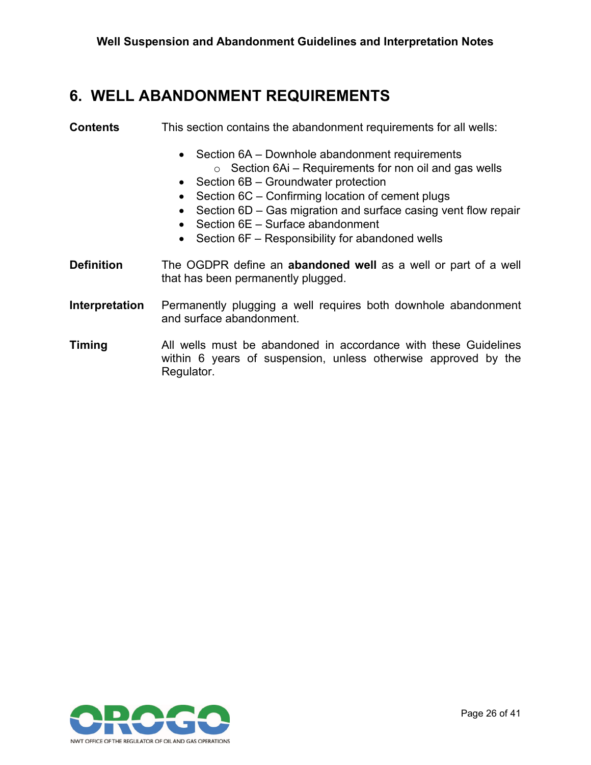# 6. WELL ABANDONMENT REQUIREMENTS

**Contents** This section contains the abandonment requirements for all wells:

- Section 6A – Downhole abandonment requirements
  - Section 6Ai – Requirements for non oil and gas wells
- Section 6B – Groundwater protection
- Section 6C – Confirming location of cement plugs
- Section 6D – Gas migration and surface casing vent flow repair
- Section 6E – Surface abandonment
- Section 6F – Responsibility for abandoned wells

**Definition** The OGDPR define an **abandoned well** as a well or part of a well that has been permanently plugged.

**Interpretation** Permanently plugging a well requires both downhole abandonment and surface abandonment.

**Timing** All wells must be abandoned in accordance with these Guidelines within 6 years of suspension, unless otherwise approved by the Regulator.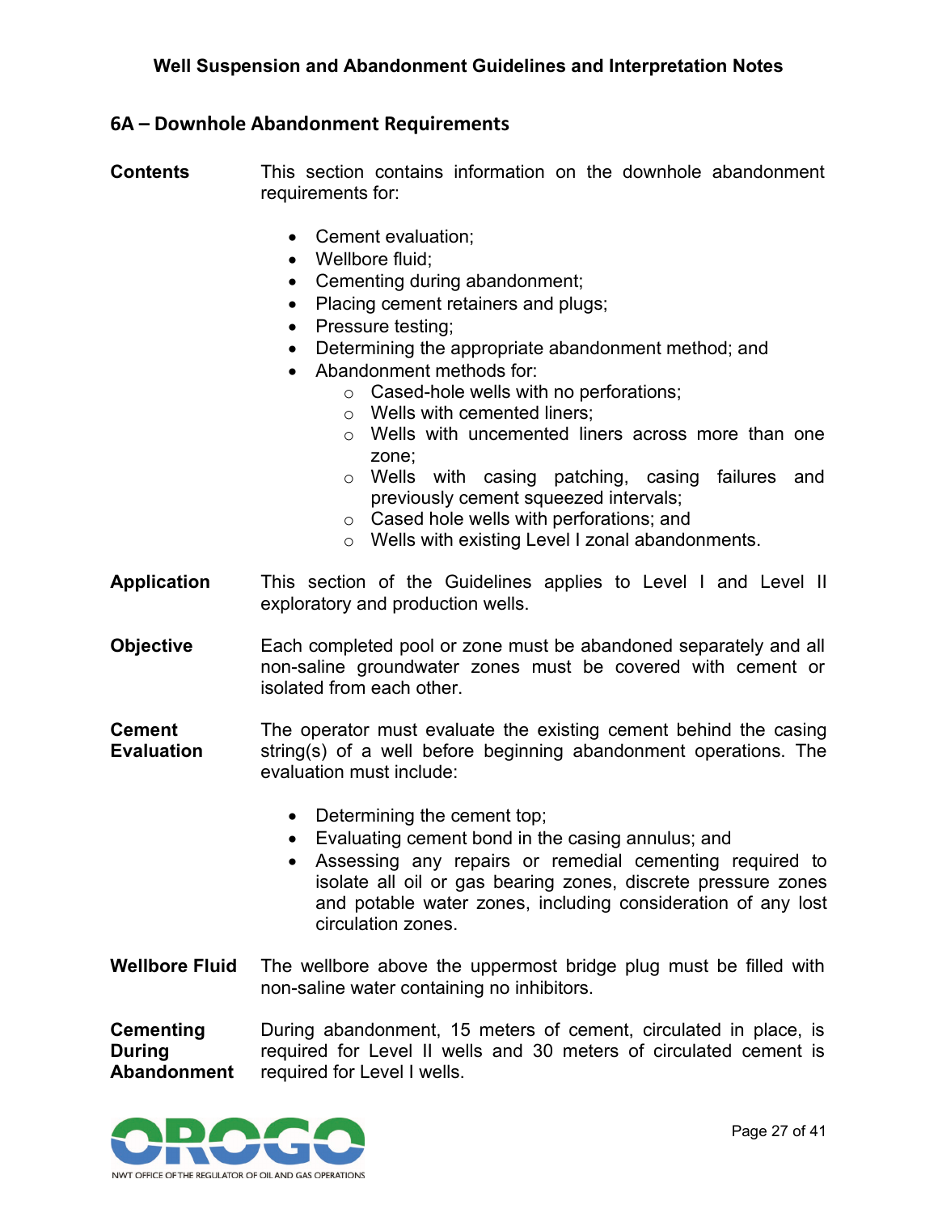## 6A – Downhole Abandonment Requirements

**Contents**

This section contains information on the downhole abandonment requirements for:

- Cement evaluation;
- Wellbore fluid;
- Cementing during abandonment;
- Placing cement retainers and plugs;
- Pressure testing;
- Determining the appropriate abandonment method; and
- Abandonment methods for:
  - Cased-hole wells with no perforations;
  - Wells with cemented liners;
  - Wells with uncemented liners across more than one zone;
  - Wells with casing patching, casing failures and previously cement squeezed intervals;
  - Cased hole wells with perforations; and
  - Wells with existing Level I zonal abandonments.

**Application**

This section of the Guidelines applies to Level I and Level II exploratory and production wells.

**Objective**

Each completed pool or zone must be abandoned separately and all non-saline groundwater zones must be covered with cement or isolated from each other.

**Cement Evaluation**

The operator must evaluate the existing cement behind the casing string(s) of a well before beginning abandonment operations. The evaluation must include:

- Determining the cement top;
- Evaluating cement bond in the casing annulus; and
- Assessing any repairs or remedial cementing required to isolate all oil or gas bearing zones, discrete pressure zones and potable water zones, including consideration of any lost circulation zones.

**Wellbore Fluid**

The wellbore above the uppermost bridge plug must be filled with non-saline water containing no inhibitors.

**Cementing During Abandonment**

During abandonment, 15 meters of cement, circulated in place, is required for Level II wells and 30 meters of circulated cement is required for Level I wells.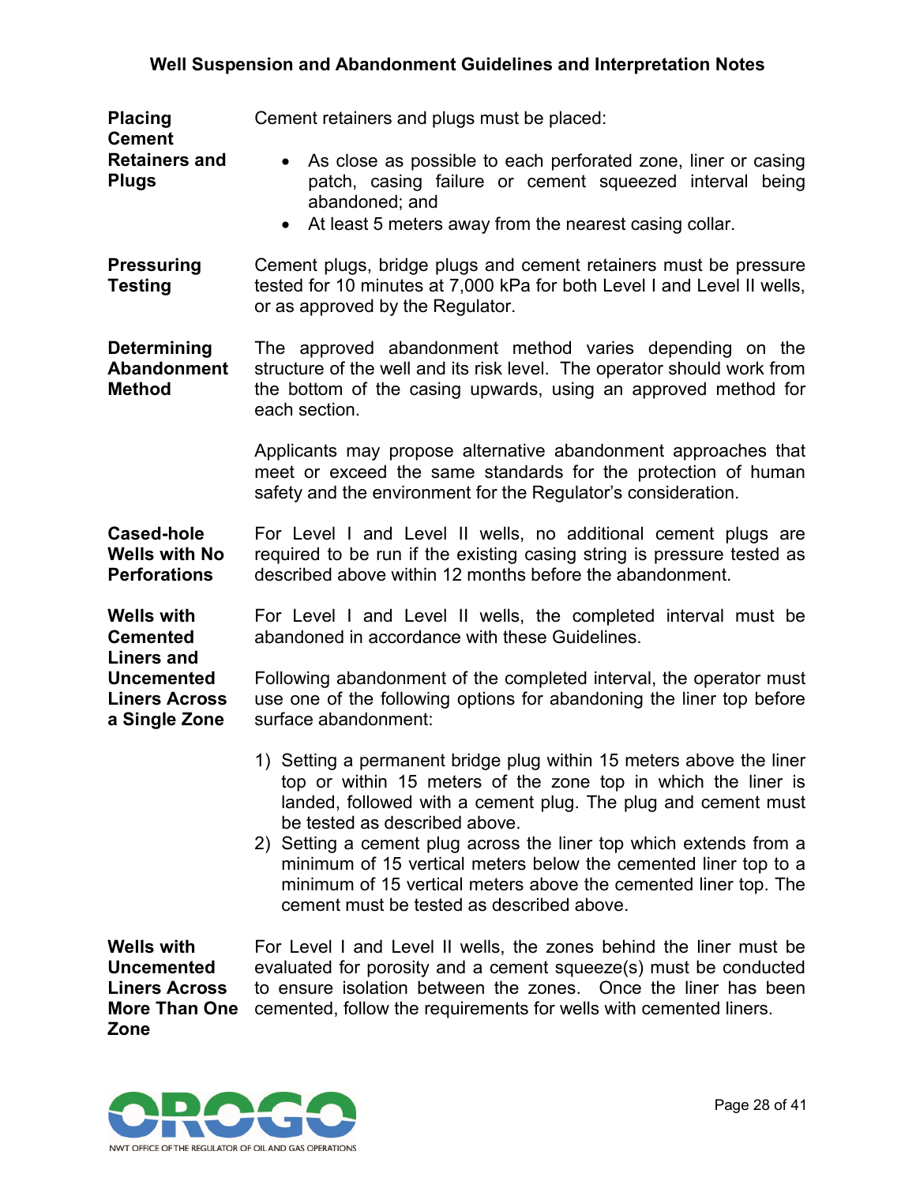**Placing Cement Retainers and Plugs**

Cement retainers and plugs must be placed:

- As close as possible to each perforated zone, liner or casing patch, casing failure or cement squeezed interval being abandoned; and
- At least 5 meters away from the nearest casing collar.

**Pressuring Testing**

Cement plugs, bridge plugs and cement retainers must be pressure tested for 10 minutes at 7,000 kPa for both Level I and Level II wells, or as approved by the Regulator.

**Determining Abandonment Method**

The approved abandonment method varies depending on the structure of the well and its risk level. The operator should work from the bottom of the casing upwards, using an approved method for each section.

Applicants may propose alternative abandonment approaches that meet or exceed the same standards for the protection of human safety and the environment for the Regulator's consideration.

**Cased-hole Wells with No Perforations**

For Level I and Level II wells, no additional cement plugs are required to be run if the existing casing string is pressure tested as described above within 12 months before the abandonment.

**Wells with Cemented Liners and Uncemented Liners Across a Single Zone**

For Level I and Level II wells, the completed interval must be abandoned in accordance with these Guidelines.

Following abandonment of the completed interval, the operator must use one of the following options for abandoning the liner top before surface abandonment:

1) Setting a permanent bridge plug within 15 meters above the liner top or within 15 meters of the zone top in which the liner is landed, followed with a cement plug. The plug and cement must be tested as described above.
2) Setting a cement plug across the liner top which extends from a minimum of 15 vertical meters below the cemented liner top to a minimum of 15 vertical meters above the cemented liner top. The cement must be tested as described above.

**Wells with Uncemented Liners Across More Than One Zone**

For Level I and Level II wells, the zones behind the liner must be evaluated for porosity and a cement squeeze(s) must be conducted to ensure isolation between the zones. Once the liner has been cemented, follow the requirements for wells with cemented liners.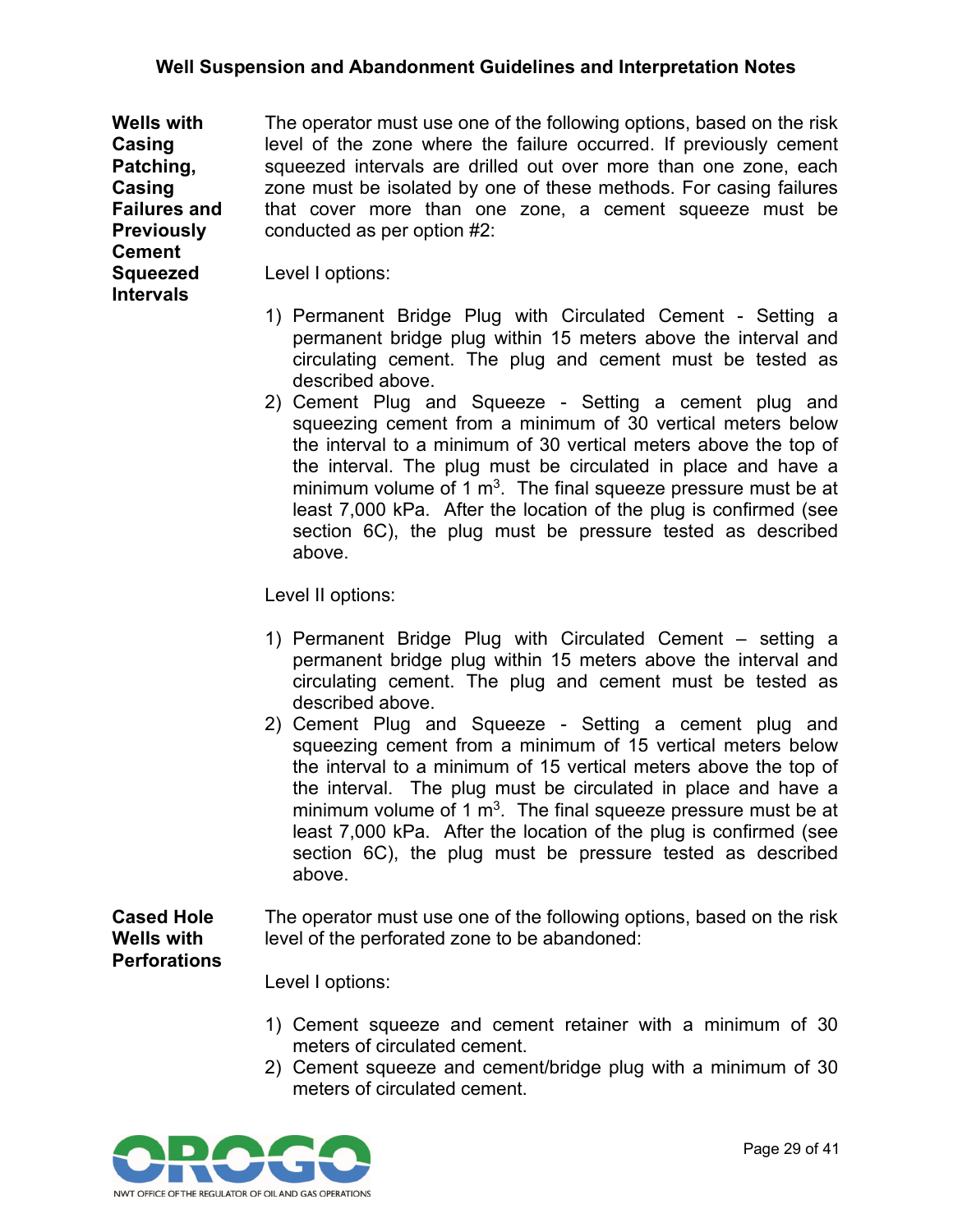**Wells with Casing Patching, Casing Failures and Previously Cement Squeezed Intervals**

The operator must use one of the following options, based on the risk level of the zone where the failure occurred. If previously cement squeezed intervals are drilled out over more than one zone, each zone must be isolated by one of these methods. For casing failures that cover more than one zone, a cement squeeze must be conducted as per option #2:

Level I options:

1) Permanent Bridge Plug with Circulated Cement - Setting a permanent bridge plug within 15 meters above the interval and circulating cement. The plug and cement must be tested as described above.
2) Cement Plug and Squeeze - Setting a cement plug and squeezing cement from a minimum of 30 vertical meters below the interval to a minimum of 30 vertical meters above the top of the interval. The plug must be circulated in place and have a minimum volume of 1 $m^3$. The final squeeze pressure must be at least 7,000 kPa. After the location of the plug is confirmed (see section 6C), the plug must be pressure tested as described above.

Level II options:

1) Permanent Bridge Plug with Circulated Cement – setting a permanent bridge plug within 15 meters above the interval and circulating cement. The plug and cement must be tested as described above.
2) Cement Plug and Squeeze - Setting a cement plug and squeezing cement from a minimum of 15 vertical meters below the interval to a minimum of 15 vertical meters above the top of the interval. The plug must be circulated in place and have a minimum volume of 1 $m^3$. The final squeeze pressure must be at least 7,000 kPa. After the location of the plug is confirmed (see section 6C), the plug must be pressure tested as described above.

**Cased Hole Wells with Perforations**

The operator must use one of the following options, based on the risk level of the perforated zone to be abandoned:

Level I options:

1) Cement squeeze and cement retainer with a minimum of 30 meters of circulated cement.
2) Cement squeeze and cement/bridge plug with a minimum of 30 meters of circulated cement.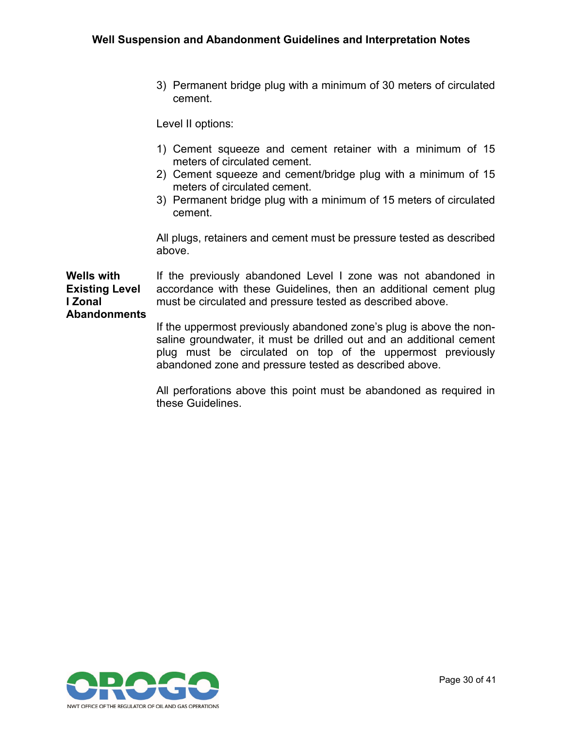3) Permanent bridge plug with a minimum of 30 meters of circulated cement.

Level II options:

1) Cement squeeze and cement retainer with a minimum of 15 meters of circulated cement.
2) Cement squeeze and cement/bridge plug with a minimum of 15 meters of circulated cement.
3) Permanent bridge plug with a minimum of 15 meters of circulated cement.

All plugs, retainers and cement must be pressure tested as described above.

**Wells with Existing Level I Zonal Abandonments**

If the previously abandoned Level I zone was not abandoned in accordance with these Guidelines, then an additional cement plug must be circulated and pressure tested as described above.

If the uppermost previously abandoned zone's plug is above the non-saline groundwater, it must be drilled out and an additional cement plug must be circulated on top of the uppermost previously abandoned zone and pressure tested as described above.

All perforations above this point must be abandoned as required in these Guidelines.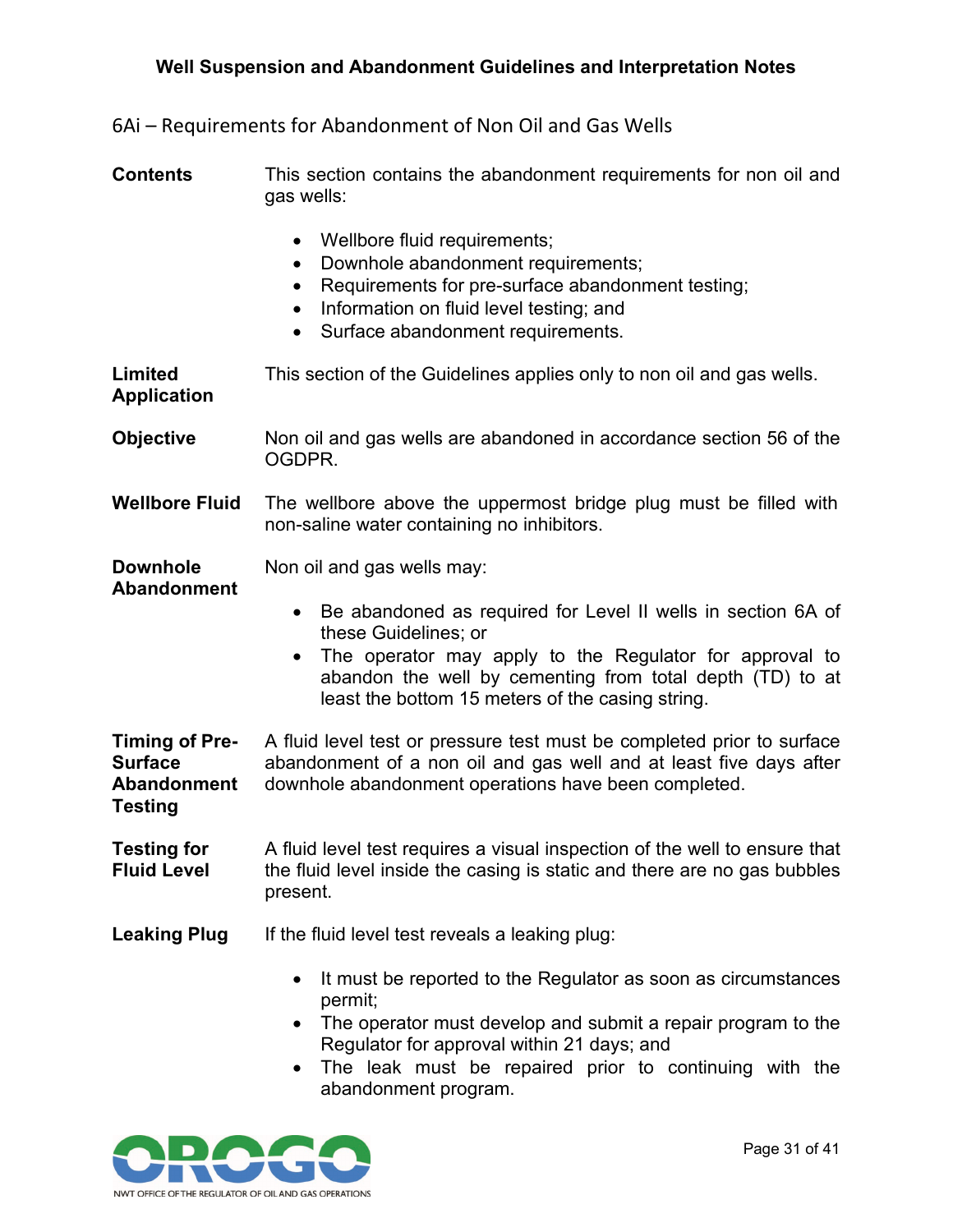## 6Ai – Requirements for Abandonment of Non Oil and Gas Wells

**Contents**

This section contains the abandonment requirements for non oil and gas wells:

- Wellbore fluid requirements;
- Downhole abandonment requirements;
- Requirements for pre-surface abandonment testing;
- Information on fluid level testing; and
- Surface abandonment requirements.

**Limited Application**

This section of the Guidelines applies only to non oil and gas wells.

**Objective**

Non oil and gas wells are abandoned in accordance section 56 of the OGDPR.

**Wellbore Fluid**

The wellbore above the uppermost bridge plug must be filled with non-saline water containing no inhibitors.

**Downhole Abandonment**

Non oil and gas wells may:

- Be abandoned as required for Level II wells in section 6A of these Guidelines; or
- The operator may apply to the Regulator for approval to abandon the well by cementing from total depth (TD) to at least the bottom 15 meters of the casing string.

**Timing of Pre-Surface Abandonment Testing**

A fluid level test or pressure test must be completed prior to surface abandonment of a non oil and gas well and at least five days after downhole abandonment operations have been completed.

**Testing for Fluid Level**

A fluid level test requires a visual inspection of the well to ensure that the fluid level inside the casing is static and there are no gas bubbles present.

**Leaking Plug**

If the fluid level test reveals a leaking plug:

- It must be reported to the Regulator as soon as circumstances permit;
- The operator must develop and submit a repair program to the Regulator for approval within 21 days; and
- The leak must be repaired prior to continuing with the abandonment program.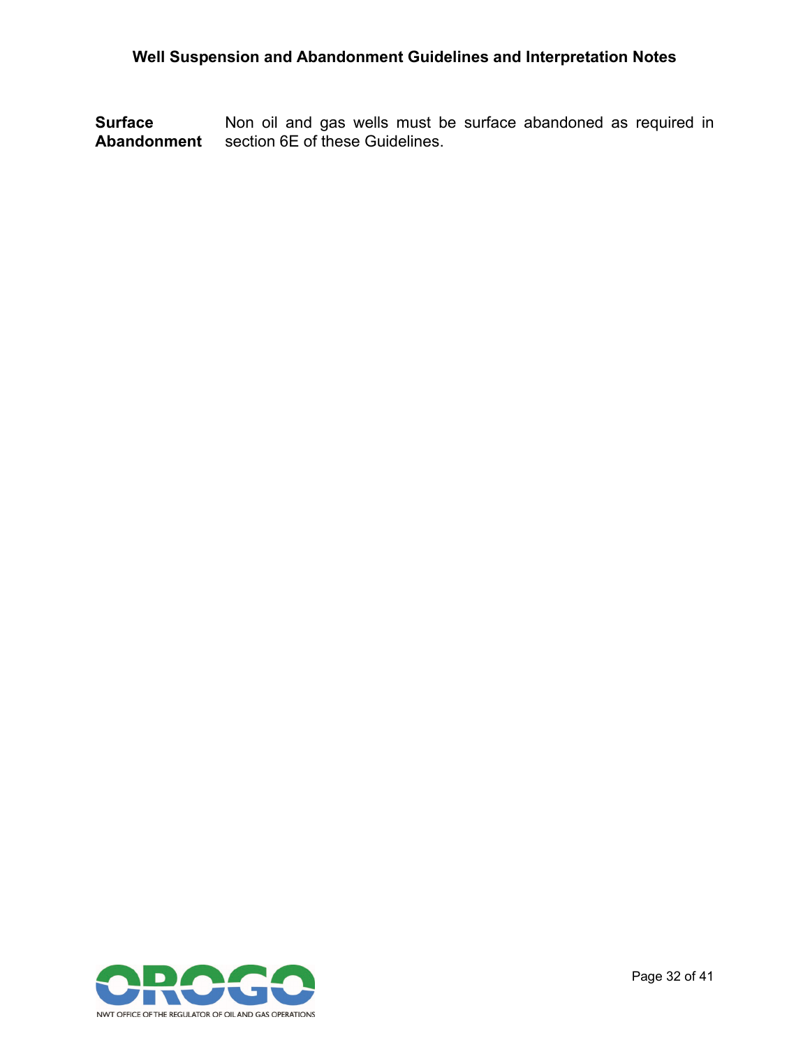**Surface Abandonment** Non oil and gas wells must be surface abandoned as required in section 6E of these Guidelines.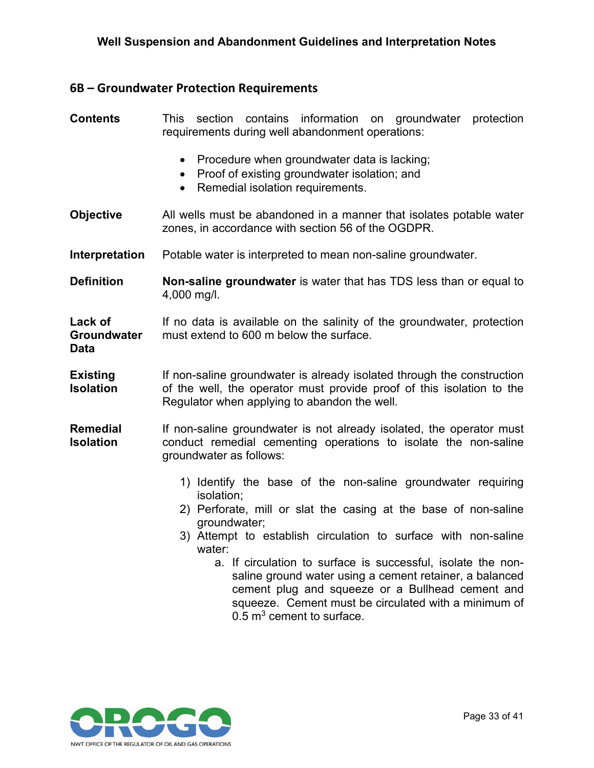## 6B – Groundwater Protection Requirements

**Contents**

This section contains information on groundwater protection requirements during well abandonment operations:

- Procedure when groundwater data is lacking;
- Proof of existing groundwater isolation; and
- Remedial isolation requirements.

**Objective**

All wells must be abandoned in a manner that isolates potable water zones, in accordance with section 56 of the OGDPR.

**Interpretation**

Potable water is interpreted to mean non-saline groundwater.

**Definition**

**Non-saline groundwater** is water that has TDS less than or equal to 4,000 mg/l.

**Lack of Groundwater Data**

If no data is available on the salinity of the groundwater, protection must extend to 600 m below the surface.

**Existing Isolation**

If non-saline groundwater is already isolated through the construction of the well, the operator must provide proof of this isolation to the Regulator when applying to abandon the well.

**Remedial Isolation**

If non-saline groundwater is not already isolated, the operator must conduct remedial cementing operations to isolate the non-saline groundwater as follows:

1) Identify the base of the non-saline groundwater requiring isolation;
2) Perforate, mill or slat the casing at the base of non-saline groundwater;
3) Attempt to establish circulation to surface with non-saline water:
   a. If circulation to surface is successful, isolate the non-saline ground water using a cement retainer, a balanced cement plug and squeeze or a Bullhead cement and squeeze. Cement must be circulated with a minimum of 0.5 $m^3$ cement to surface.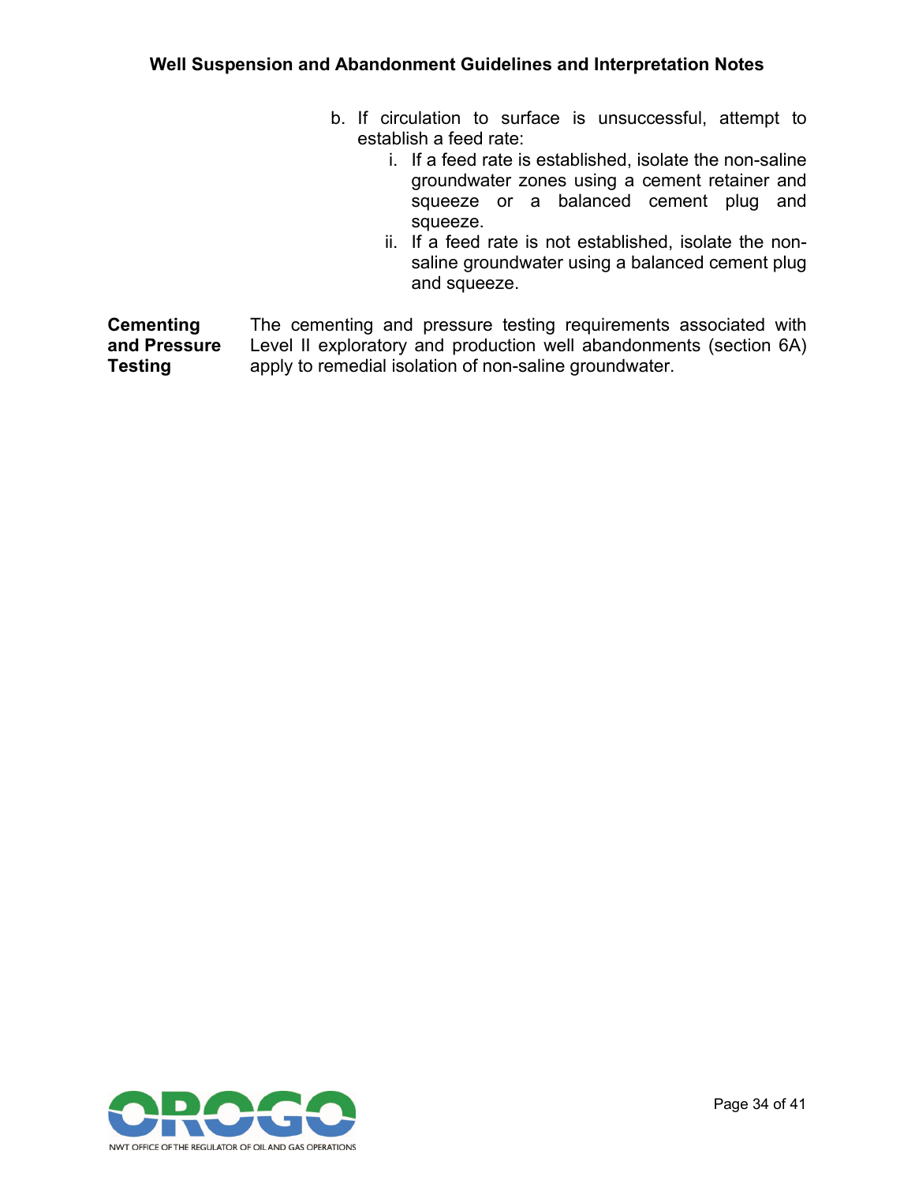b. If circulation to surface is unsuccessful, attempt to establish a feed rate:
   i. If a feed rate is established, isolate the non-saline groundwater zones using a cement retainer and squeeze or a balanced cement plug and squeeze.
   ii. If a feed rate is not established, isolate the non-saline groundwater using a balanced cement plug and squeeze.

**Cementing and Pressure Testing**

The cementing and pressure testing requirements associated with Level II exploratory and production well abandonments (section 6A) apply to remedial isolation of non-saline groundwater.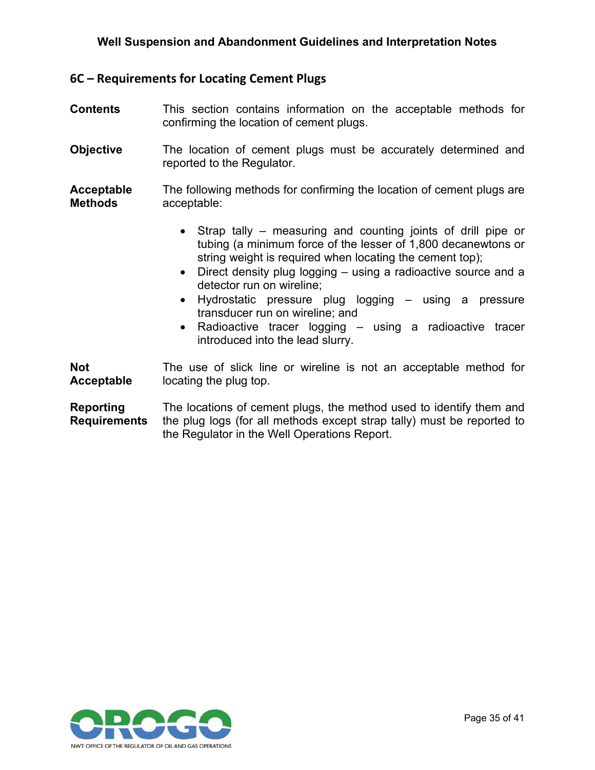## 6C – Requirements for Locating Cement Plugs

**Contents**

This section contains information on the acceptable methods for confirming the location of cement plugs.

**Objective**

The location of cement plugs must be accurately determined and reported to the Regulator.

**Acceptable Methods**

The following methods for confirming the location of cement plugs are acceptable:

- Strap tally – measuring and counting joints of drill pipe or tubing (a minimum force of the lesser of 1,800 decanewtons or string weight is required when locating the cement top);
- Direct density plug logging – using a radioactive source and a detector run on wireline;
- Hydrostatic pressure plug logging – using a pressure transducer run on wireline; and
- Radioactive tracer logging – using a radioactive tracer introduced into the lead slurry.

**Not Acceptable**

The use of slick line or wireline is not an acceptable method for locating the plug top.

**Reporting Requirements**

The locations of cement plugs, the method used to identify them and the plug logs (for all methods except strap tally) must be reported to the Regulator in the Well Operations Report.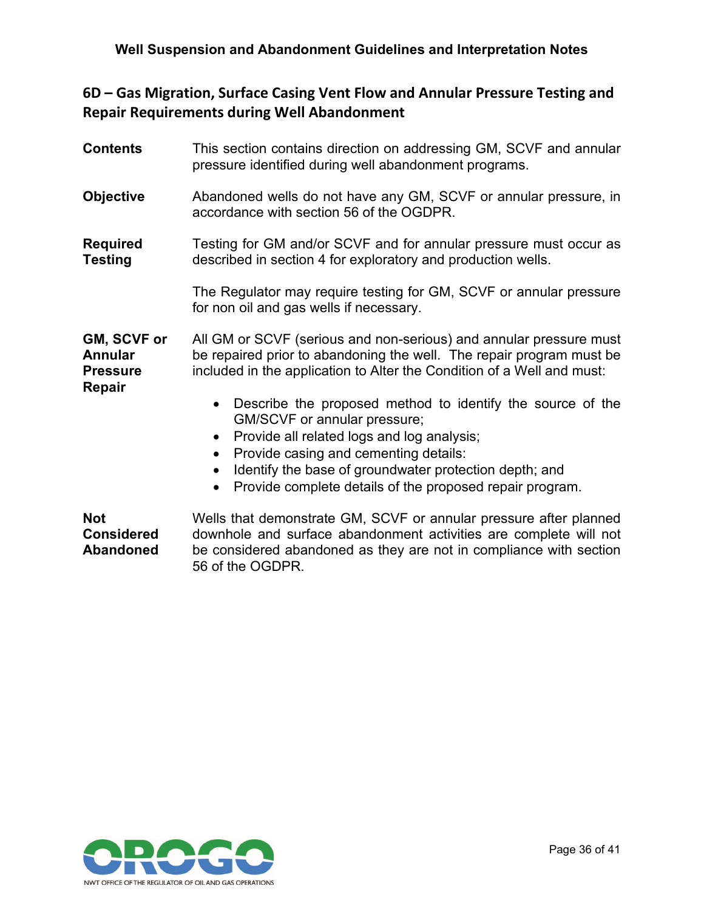## 6D – Gas Migration, Surface Casing Vent Flow and Annular Pressure Testing and Repair Requirements during Well Abandonment

**Contents**

This section contains direction on addressing GM, SCVF and annular pressure identified during well abandonment programs.

**Objective**

Abandoned wells do not have any GM, SCVF or annular pressure, in accordance with section 56 of the OGDPR.

**Required Testing**

Testing for GM and/or SCVF and for annular pressure must occur as described in section 4 for exploratory and production wells.

The Regulator may require testing for GM, SCVF or annular pressure for non oil and gas wells if necessary.

**GM, SCVF or Annular Pressure Repair**

All GM or SCVF (serious and non-serious) and annular pressure must be repaired prior to abandoning the well. The repair program must be included in the application to Alter the Condition of a Well and must:

- Describe the proposed method to identify the source of the GM/SCVF or annular pressure;
- Provide all related logs and log analysis;
- Provide casing and cementing details:
- Identify the base of groundwater protection depth; and
- Provide complete details of the proposed repair program.

**Not Considered Abandoned**

Wells that demonstrate GM, SCVF or annular pressure after planned downhole and surface abandonment activities are complete will not be considered abandoned as they are not in compliance with section 56 of the OGDPR.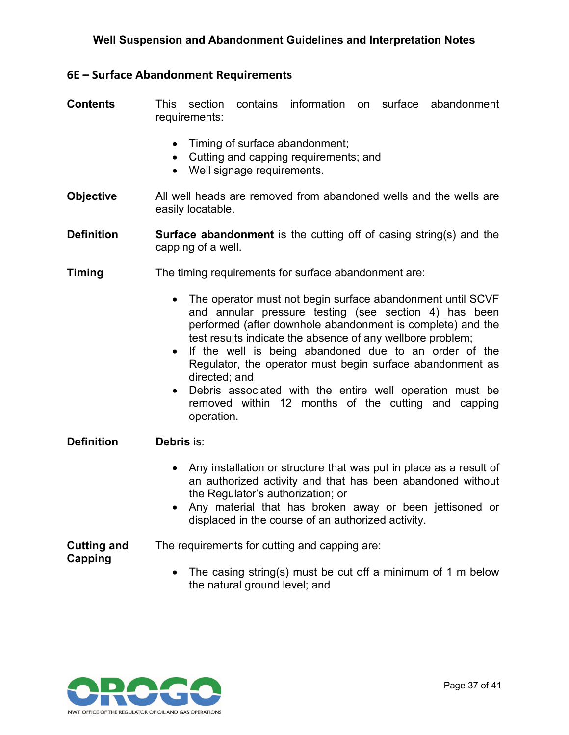## 6E – Surface Abandonment Requirements

**Contents**

This section contains information on surface abandonment requirements:

- Timing of surface abandonment;
- Cutting and capping requirements; and
- Well signage requirements.

**Objective**

All well heads are removed from abandoned wells and the wells are easily locatable.

**Definition**

**Surface abandonment** is the cutting off of casing string(s) and the capping of a well.

**Timing**

The timing requirements for surface abandonment are:

- The operator must not begin surface abandonment until SCVF and annular pressure testing (see section 4) has been performed (after downhole abandonment is complete) and the test results indicate the absence of any wellbore problem;
- If the well is being abandoned due to an order of the Regulator, the operator must begin surface abandonment as directed; and
- Debris associated with the entire well operation must be removed within 12 months of the cutting and capping operation.

**Definition**

**Debris** is:

- Any installation or structure that was put in place as a result of an authorized activity and that has been abandoned without the Regulator's authorization; or
- Any material that has broken away or been jettisoned or displaced in the course of an authorized activity.

**Cutting and Capping**

The requirements for cutting and capping are:

- The casing string(s) must be cut off a minimum of 1 m below the natural ground level; and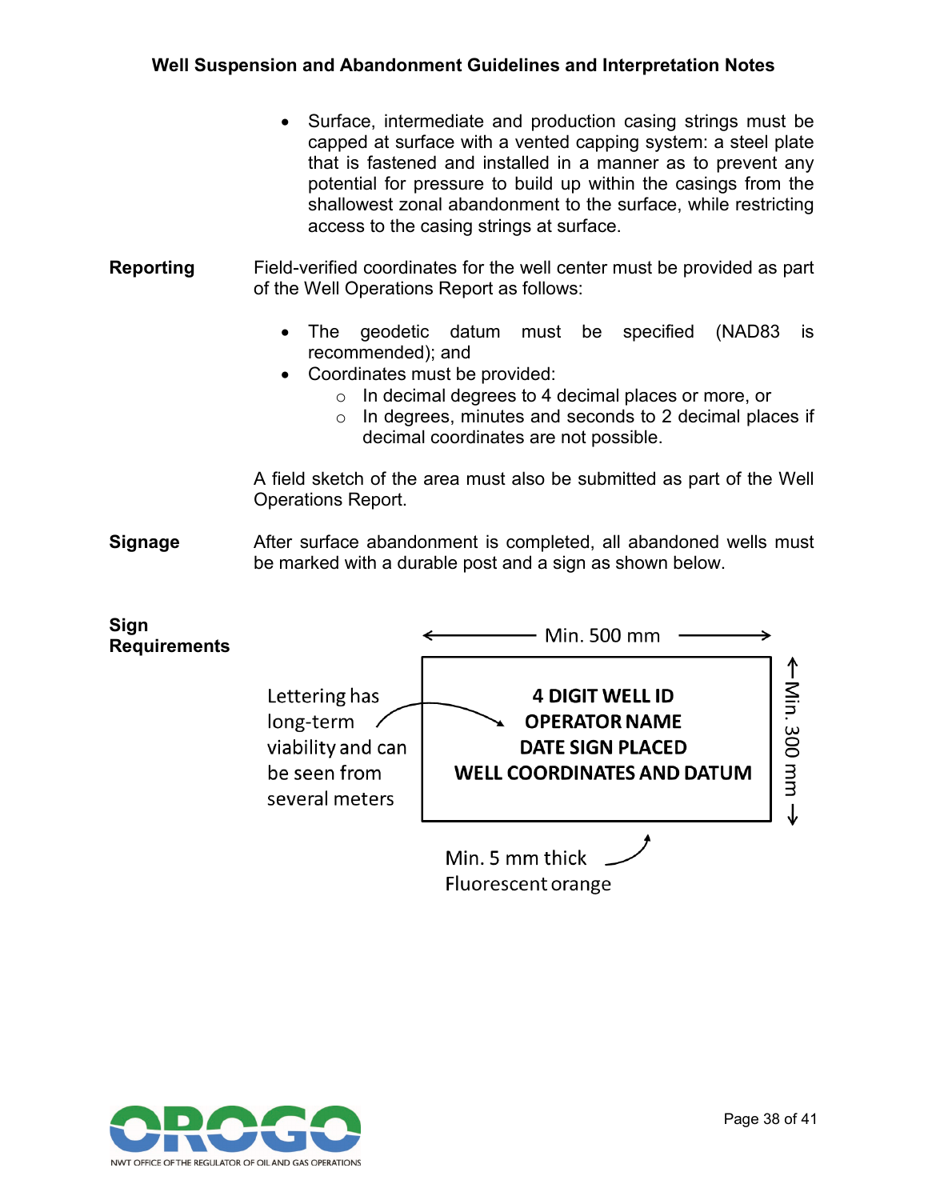- Surface, intermediate and production casing strings must be capped at surface with a vented capping system: a steel plate that is fastened and installed in a manner as to prevent any potential for pressure to build up within the casings from the shallowest zonal abandonment to the surface, while restricting access to the casing strings at surface.

**Reporting**

Field-verified coordinates for the well center must be provided as part of the Well Operations Report as follows:

- The geodetic datum must be specified (NAD83 is recommended); and
- Coordinates must be provided:
  - In decimal degrees to 4 decimal places or more, or
  - In degrees, minutes and seconds to 2 decimal places if decimal coordinates are not possible.

A field sketch of the area must also be submitted as part of the Well Operations Report.

**Signage**

After surface abandonment is completed, all abandoned wells must be marked with a durable post and a sign as shown below.

**Sign Requirements**

Min. 500 mm (width) × Min. 300 mm (height)

**4 DIGIT WELL ID**
**OPERATOR NAME**
**DATE SIGN PLACED**
**WELL COORDINATES AND DATUM**

Lettering has long-term viability and can be seen from several meters

Min. 5 mm thick
Fluorescent orange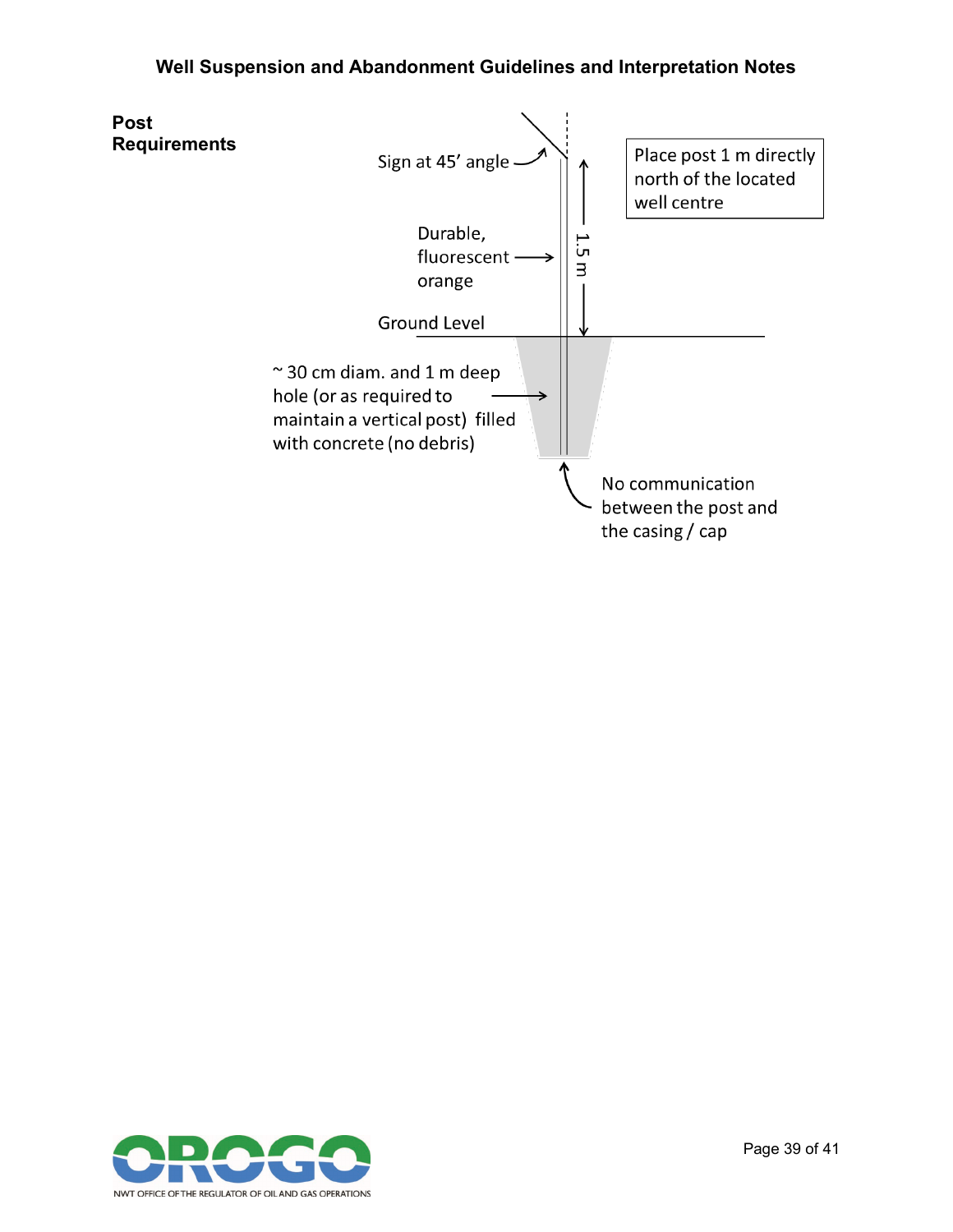**Post Requirements**

Sign at 45' angle

Durable, fluorescent orange

1.5 m

Place post 1 m directly north of the located well centre

Ground Level

~ 30 cm diam. and 1 m deep hole (or as required to maintain a vertical post) filled with concrete (no debris)

No communication between the post and the casing / cap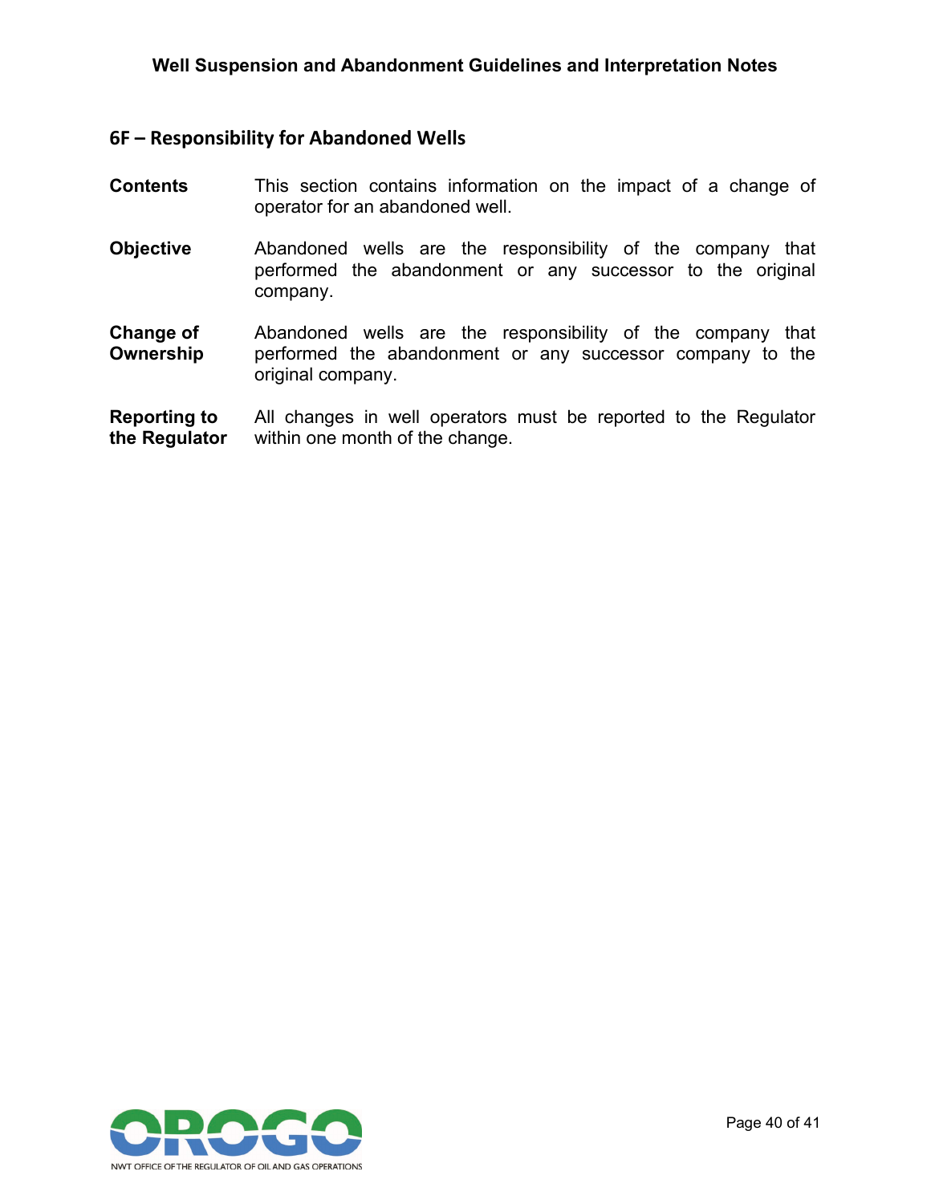## 6F – Responsibility for Abandoned Wells

| | |
|---|---|
| **Contents** | This section contains information on the impact of a change of operator for an abandoned well. |
| **Objective** | Abandoned wells are the responsibility of the company that performed the abandonment or any successor to the original company. |
| **Change of Ownership** | Abandoned wells are the responsibility of the company that performed the abandonment or any successor company to the original company. |
| **Reporting to the Regulator** | All changes in well operators must be reported to the Regulator within one month of the change. |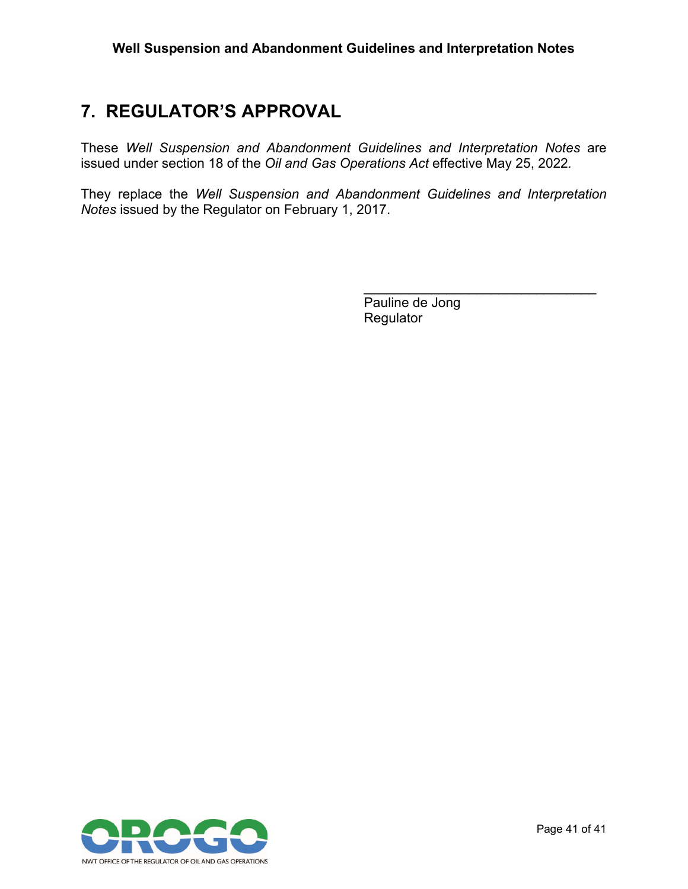# 7. REGULATOR'S APPROVAL

These *Well Suspension and Abandonment Guidelines and Interpretation Notes* are issued under section 18 of the *Oil and Gas Operations Act* effective May 25, 2022.

They replace the *Well Suspension and Abandonment Guidelines and Interpretation Notes* issued by the Regulator on February 1, 2017.

\_\_\_\_\_\_\_\_\_\_\_\_\_\_\_\_\_\_\_\_\_\_\_\_\_\_\_\_\_\_\_\_

Pauline de Jong
Regulator